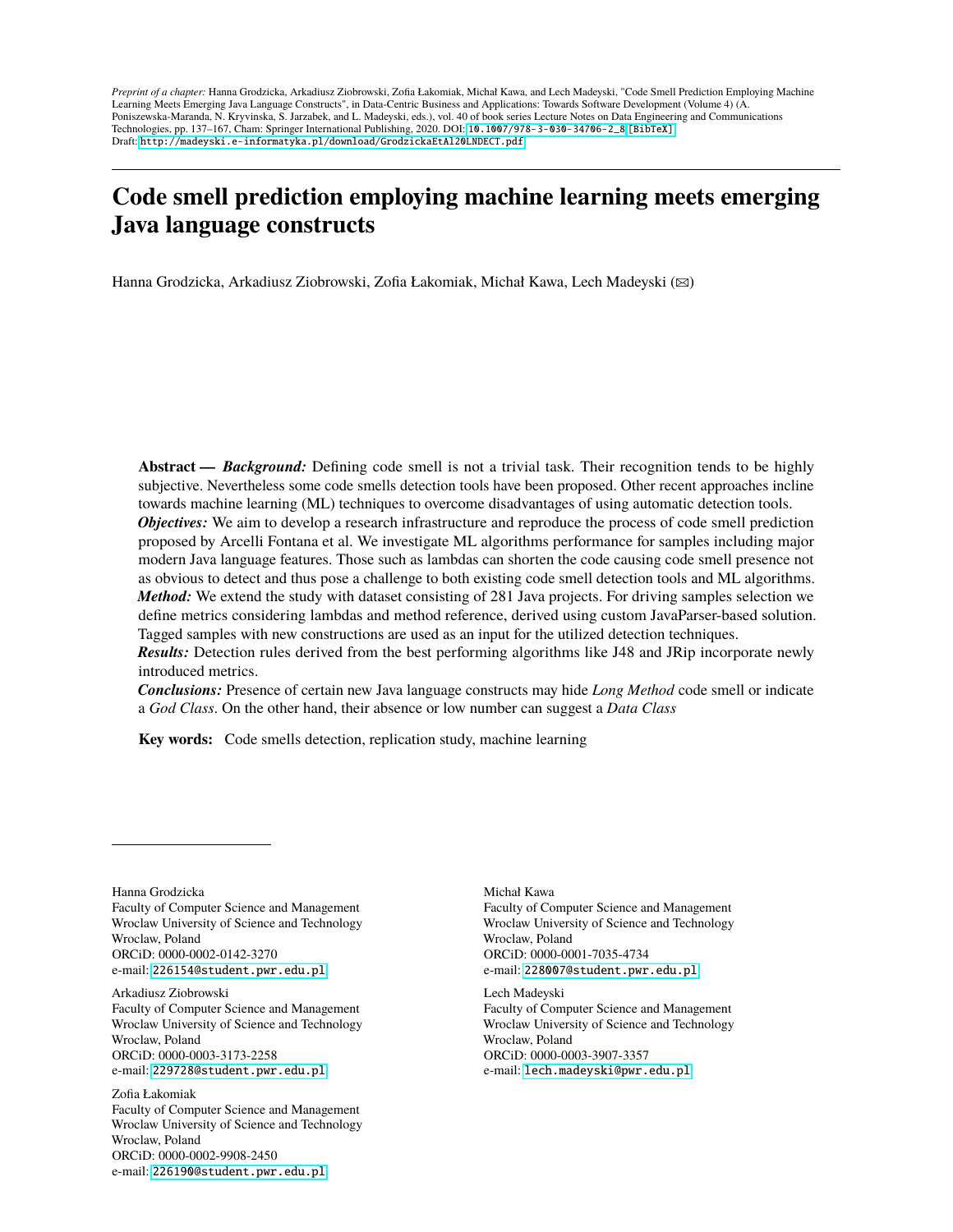*Preprint of a chapter:* Hanna Grodzicka, Arkadiusz Ziobrowski, Zofia Łakomiak, Michał Kawa, and Lech Madeyski, "Code Smell Prediction Employing Machine Learning Meets Emerging Java Language Constructs", in Data-Centric Business and Applications: Towards Software Development (Volume 4) (A. Poniszewska-Maranda, N. Kryvinska, S. Jarzabek, and L. Madeyski, eds.), vol. 40 of book series Lecture Notes on Data Engineering and Communications Technologies, pp. 137–167, Cham: Springer International Publishing, 2020. DOI: 10.1007/978-3-030-34706-2_8 [BibTeX]
Draft: http://madeyski.e-informatyka.pl/download/GrodzickaEtAl20LNDECT.pdf

---

# Code smell prediction employing machine learning meets emerging Java language constructs

Hanna Grodzicka, Arkadiusz Ziobrowski, Zofia Łakomiak, Michał Kawa, Lech Madeyski (✉)

**Abstract —** ***Background:*** Defining code smell is not a trivial task. Their recognition tends to be highly subjective. Nevertheless some code smells detection tools have been proposed. Other recent approaches incline towards machine learning (ML) techniques to overcome disadvantages of using automatic detection tools.
***Objectives:*** We aim to develop a research infrastructure and reproduce the process of code smell prediction proposed by Arcelli Fontana et al. We investigate ML algorithms performance for samples including major modern Java language features. Those such as lambdas can shorten the code causing code smell presence not as obvious to detect and thus pose a challenge to both existing code smell detection tools and ML algorithms.
***Method:*** We extend the study with dataset consisting of 281 Java projects. For driving samples selection we define metrics considering lambdas and method reference, derived using custom JavaParser-based solution. Tagged samples with new constructions are used as an input for the utilized detection techniques.
***Results:*** Detection rules derived from the best performing algorithms like J48 and JRip incorporate newly introduced metrics.
***Conclusions:*** Presence of certain new Java language constructs may hide *Long Method* code smell or indicate a *God Class*. On the other hand, their absence or low number can suggest a *Data Class*

**Key words:** Code smells detection, replication study, machine learning

---

Hanna Grodzicka
Faculty of Computer Science and Management
Wroclaw University of Science and Technology
Wroclaw, Poland
ORCiD: 0000-0002-0142-3270
e-mail: 226154@student.pwr.edu.pl

Arkadiusz Ziobrowski
Faculty of Computer Science and Management
Wroclaw University of Science and Technology
Wroclaw, Poland
ORCiD: 0000-0003-3173-2258
e-mail: 229728@student.pwr.edu.pl

Zofia Łakomiak
Faculty of Computer Science and Management
Wroclaw University of Science and Technology
Wroclaw, Poland
ORCiD: 0000-0002-9908-2450
e-mail: 226190@student.pwr.edu.pl

Michał Kawa
Faculty of Computer Science and Management
Wroclaw University of Science and Technology
Wroclaw, Poland
ORCiD: 0000-0001-7035-4734
e-mail: 228007@student.pwr.edu.pl

Lech Madeyski
Faculty of Computer Science and Management
Wroclaw University of Science and Technology
Wroclaw, Poland
ORCiD: 0000-0003-3907-3357
e-mail: lech.madeyski@pwr.edu.pl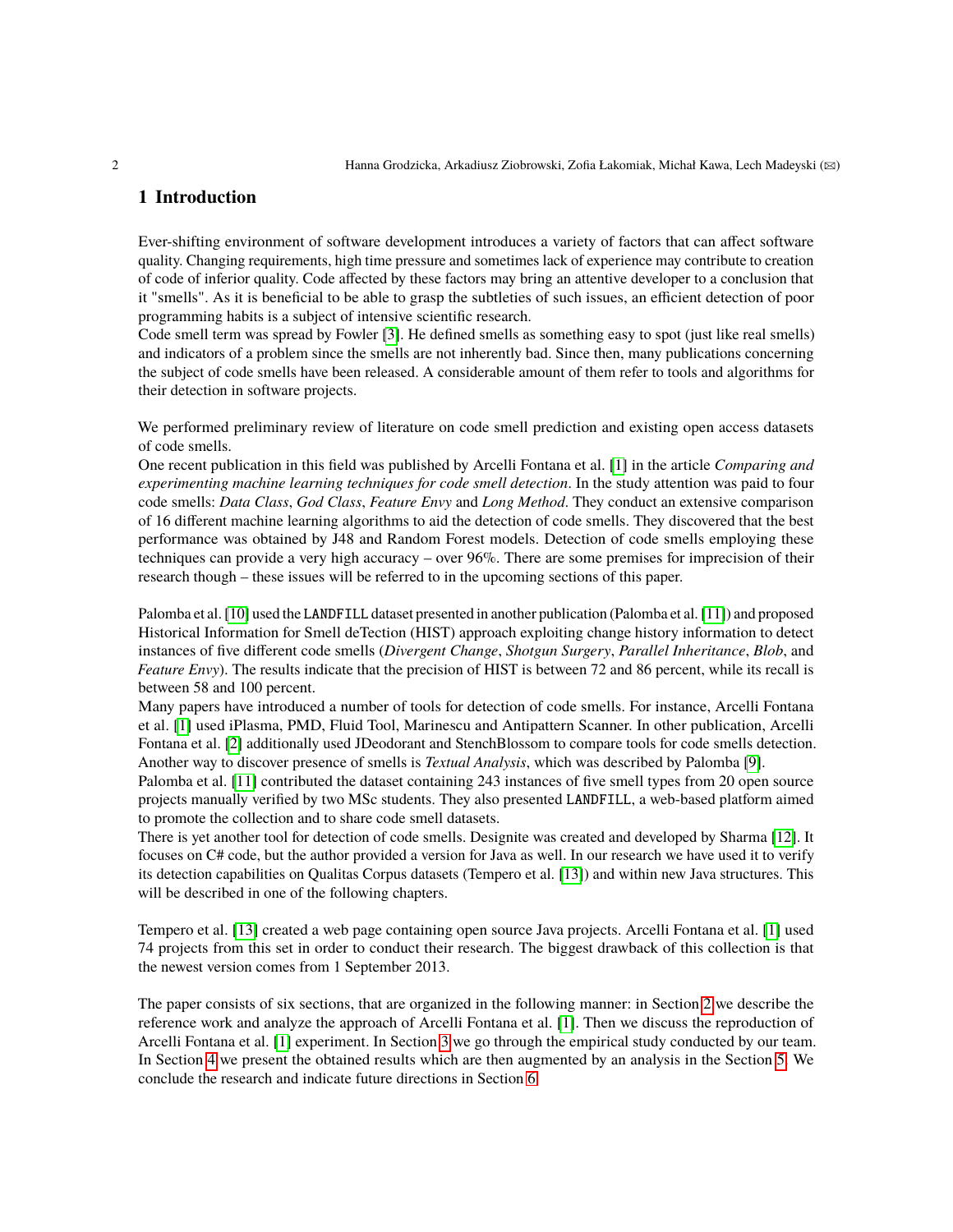## 1 Introduction

Ever-shifting environment of software development introduces a variety of factors that can affect software quality. Changing requirements, high time pressure and sometimes lack of experience may contribute to creation of code of inferior quality. Code affected by these factors may bring an attentive developer to a conclusion that it "smells". As it is beneficial to be able to grasp the subtleties of such issues, an efficient detection of poor programming habits is a subject of intensive scientific research.
Code smell term was spread by Fowler [3]. He defined smells as something easy to spot (just like real smells) and indicators of a problem since the smells are not inherently bad. Since then, many publications concerning the subject of code smells have been released. A considerable amount of them refer to tools and algorithms for their detection in software projects.

We performed preliminary review of literature on code smell prediction and existing open access datasets of code smells.
One recent publication in this field was published by Arcelli Fontana et al. [1] in the article *Comparing and experimenting machine learning techniques for code smell detection*. In the study attention was paid to four code smells: *Data Class*, *God Class*, *Feature Envy* and *Long Method*. They conduct an extensive comparison of 16 different machine learning algorithms to aid the detection of code smells. They discovered that the best performance was obtained by J48 and Random Forest models. Detection of code smells employing these techniques can provide a very high accuracy – over 96%. There are some premises for imprecision of their research though – these issues will be referred to in the upcoming sections of this paper.

Palomba et al. [10] used the LANDFILL dataset presented in another publication (Palomba et al. [11]) and proposed Historical Information for Smell deTection (HIST) approach exploiting change history information to detect instances of five different code smells (*Divergent Change*, *Shotgun Surgery*, *Parallel Inheritance*, *Blob*, and *Feature Envy*). The results indicate that the precision of HIST is between 72 and 86 percent, while its recall is between 58 and 100 percent.
Many papers have introduced a number of tools for detection of code smells. For instance, Arcelli Fontana et al. [1] used iPlasma, PMD, Fluid Tool, Marinescu and Antipattern Scanner. In other publication, Arcelli Fontana et al. [2] additionally used JDeodorant and StenchBlossom to compare tools for code smells detection. Another way to discover presence of smells is *Textual Analysis*, which was described by Palomba [9].
Palomba et al. [11] contributed the dataset containing 243 instances of five smell types from 20 open source projects manually verified by two MSc students. They also presented LANDFILL, a web-based platform aimed to promote the collection and to share code smell datasets.
There is yet another tool for detection of code smells. Designite was created and developed by Sharma [12]. It focuses on C# code, but the author provided a version for Java as well. In our research we have used it to verify its detection capabilities on Qualitas Corpus datasets (Tempero et al. [13]) and within new Java structures. This will be described in one of the following chapters.

Tempero et al. [13] created a web page containing open source Java projects. Arcelli Fontana et al. [1] used 74 projects from this set in order to conduct their research. The biggest drawback of this collection is that the newest version comes from 1 September 2013.

The paper consists of six sections, that are organized in the following manner: in Section 2 we describe the reference work and analyze the approach of Arcelli Fontana et al. [1]. Then we discuss the reproduction of Arcelli Fontana et al. [1] experiment. In Section 3 we go through the empirical study conducted by our team. In Section 4 we present the obtained results which are then augmented by an analysis in the Section 5. We conclude the research and indicate future directions in Section 6.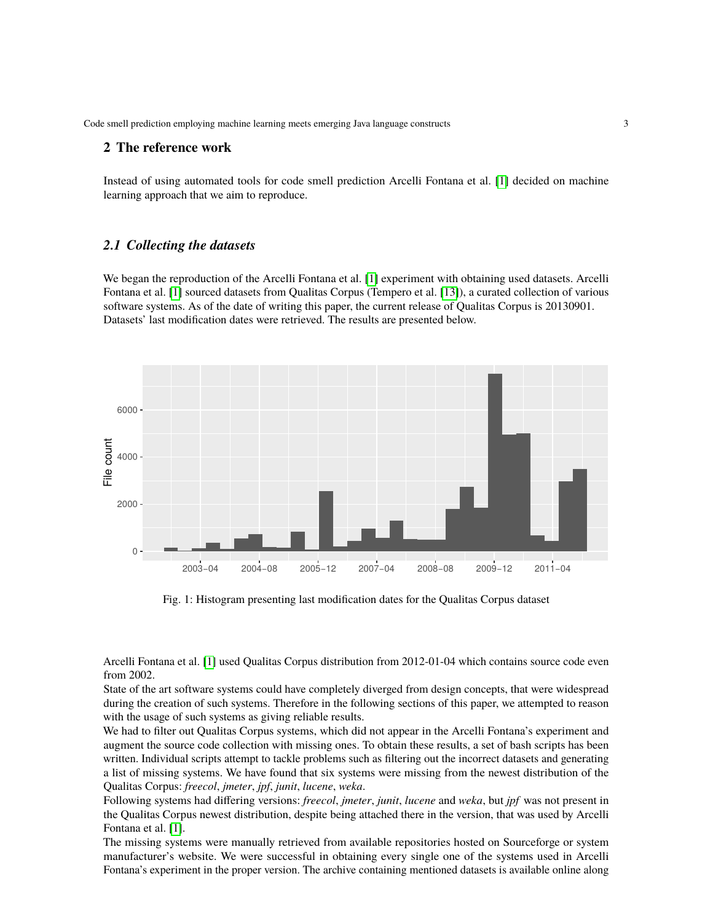## 2 The reference work

Instead of using automated tools for code smell prediction Arcelli Fontana et al. [1] decided on machine learning approach that we aim to reproduce.

### 2.1 Collecting the datasets

We began the reproduction of the Arcelli Fontana et al. [1] experiment with obtaining used datasets. Arcelli Fontana et al. [1] sourced datasets from Qualitas Corpus (Tempero et al. [13]), a curated collection of various software systems. As of the date of writing this paper, the current release of Qualitas Corpus is 20130901. Datasets' last modification dates were retrieved. The results are presented below.

Fig. 1: Histogram presenting last modification dates for the Qualitas Corpus dataset

Arcelli Fontana et al. [1] used Qualitas Corpus distribution from 2012-01-04 which contains source code even from 2002.

State of the art software systems could have completely diverged from design concepts, that were widespread during the creation of such systems. Therefore in the following sections of this paper, we attempted to reason with the usage of such systems as giving reliable results.

We had to filter out Qualitas Corpus systems, which did not appear in the Arcelli Fontana's experiment and augment the source code collection with missing ones. To obtain these results, a set of bash scripts has been written. Individual scripts attempt to tackle problems such as filtering out the incorrect datasets and generating a list of missing systems. We have found that six systems were missing from the newest distribution of the Qualitas Corpus: *freecol*, *jmeter*, *jpf*, *junit*, *lucene*, *weka*.

Following systems had differing versions: *freecol*, *jmeter*, *junit*, *lucene* and *weka*, but *jpf* was not present in the Qualitas Corpus newest distribution, despite being attached there in the version, that was used by Arcelli Fontana et al. [1].

The missing systems were manually retrieved from available repositories hosted on Sourceforge or system manufacturer's website. We were successful in obtaining every single one of the systems used in Arcelli Fontana's experiment in the proper version. The archive containing mentioned datasets is available online along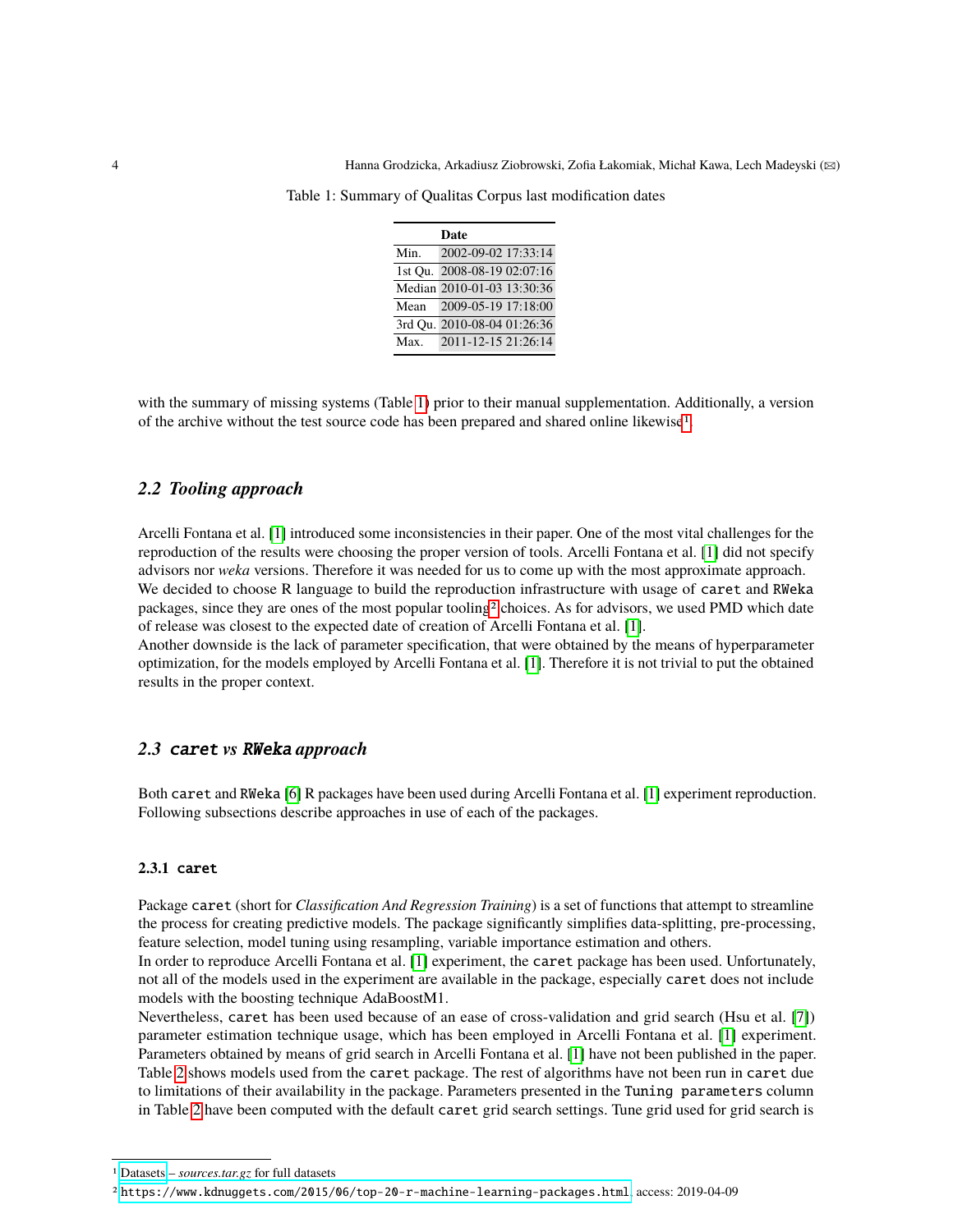Table 1: Summary of Qualitas Corpus last modification dates

| | Date |
|---|---|
| Min. | 2002-09-02 17:33:14 |
| 1st Qu. | 2008-08-19 02:07:16 |
| Median | 2010-01-03 13:30:36 |
| Mean | 2009-05-19 17:18:00 |
| 3rd Qu. | 2010-08-04 01:26:36 |
| Max. | 2011-12-15 21:26:14 |

with the summary of missing systems (Table 1) prior to their manual supplementation. Additionally, a version of the archive without the test source code has been prepared and shared online likewise[1].

### 2.2 Tooling approach

Arcelli Fontana et al. [1] introduced some inconsistencies in their paper. One of the most vital challenges for the reproduction of the results were choosing the proper version of tools. Arcelli Fontana et al. [1] did not specify advisors nor *weka* versions. Therefore it was needed for us to come up with the most approximate approach. We decided to choose R language to build the reproduction infrastructure with usage of `caret` and `RWeka` packages, since they are ones of the most popular tooling[2] choices. As for advisors, we used PMD which date of release was closest to the expected date of creation of Arcelli Fontana et al. [1].
Another downside is the lack of parameter specification, that were obtained by the means of hyperparameter optimization, for the models employed by Arcelli Fontana et al. [1]. Therefore it is not trivial to put the obtained results in the proper context.

### 2.3 `caret` *vs* `RWeka` *approach*

Both `caret` and `RWeka` [6] R packages have been used during Arcelli Fontana et al. [1] experiment reproduction. Following subsections describe approaches in use of each of the packages.

#### 2.3.1 `caret`

Package `caret` (short for *Classification And Regression Training*) is a set of functions that attempt to streamline the process for creating predictive models. The package significantly simplifies data-splitting, pre-processing, feature selection, model tuning using resampling, variable importance estimation and others.
In order to reproduce Arcelli Fontana et al. [1] experiment, the `caret` package has been used. Unfortunately, not all of the models used in the experiment are available in the package, especially `caret` does not include models with the boosting technique AdaBoostM1.
Nevertheless, `caret` has been used because of an ease of cross-validation and grid search (Hsu et al. [7]) parameter estimation technique usage, which has been employed in Arcelli Fontana et al. [1] experiment. Parameters obtained by means of grid search in Arcelli Fontana et al. [1] have not been published in the paper. Table 2 shows models used from the `caret` package. The rest of algorithms have not been run in `caret` due to limitations of their availability in the package. Parameters presented in the `Tuning parameters` column in Table 2 have been computed with the default `caret` grid search settings. Tune grid used for grid search is

[1] Datasets – *sources.tar.gz* for full datasets

[2] `https://www.kdnuggets.com/2015/06/top-20-r-machine-learning-packages.html`, access: 2019-04-09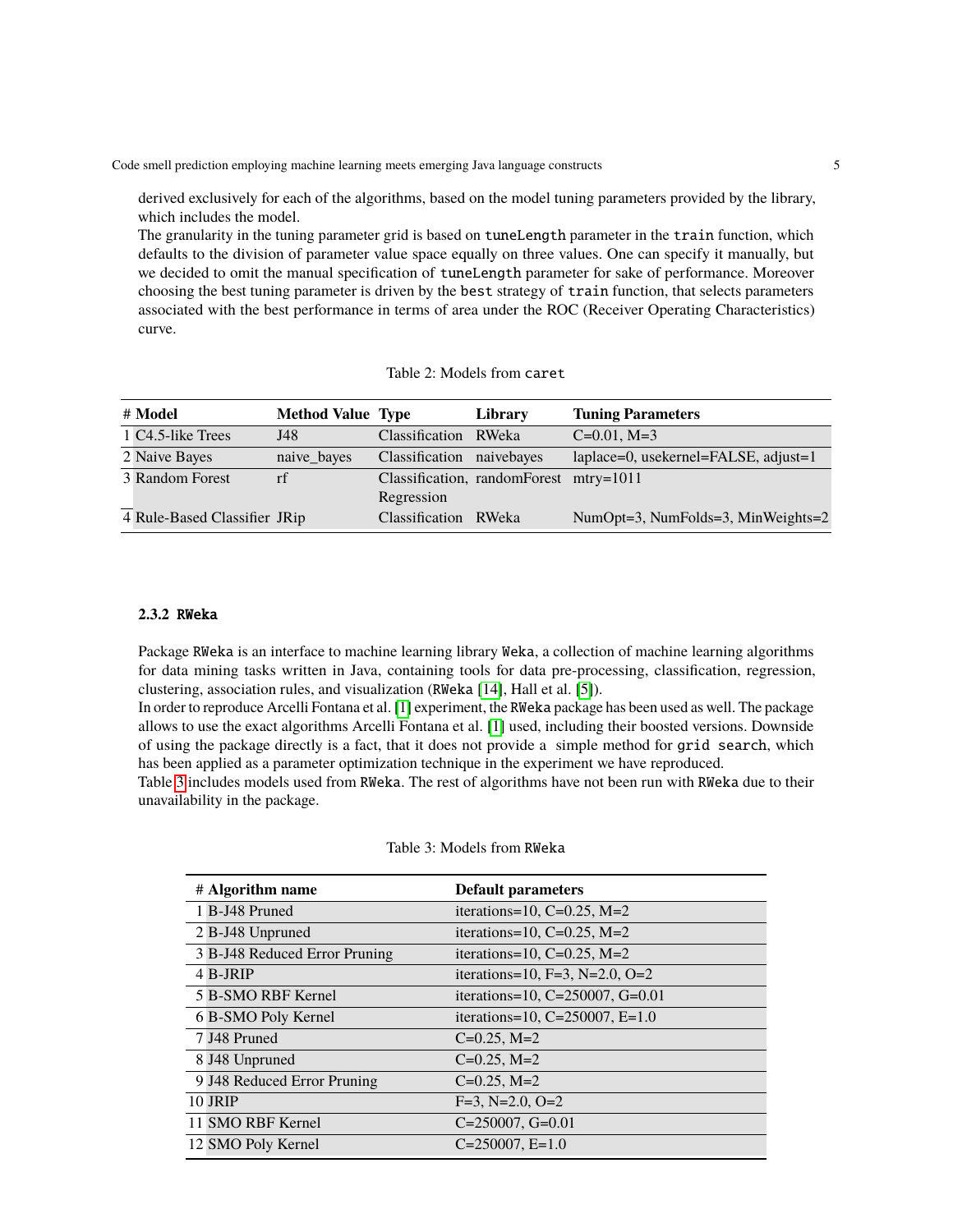derived exclusively for each of the algorithms, based on the model tuning parameters provided by the library, which includes the model.

The granularity in the tuning parameter grid is based on `tuneLength` parameter in the `train` function, which defaults to the division of parameter value space equally on three values. One can specify it manually, but we decided to omit the manual specification of `tuneLength` parameter for sake of performance. Moreover choosing the best tuning parameter is driven by the `best` strategy of `train` function, that selects parameters associated with the best performance in terms of area under the ROC (Receiver Operating Characteristics) curve.

Table 2: Models from `caret`

| # | Model | Method Value | Type | Library | Tuning Parameters |
|---|---|---|---|---|---|
| 1 | C4.5-like Trees | J48 | Classification | RWeka | C=0.01, M=3 |
| 2 | Naive Bayes | naive_bayes | Classification | naivebayes | laplace=0, usekernel=FALSE, adjust=1 |
| 3 | Random Forest | rf | Classification, Regression | randomForest | mtry=1011 |
| 4 | Rule-Based Classifier | JRip | Classification | RWeka | NumOpt=3, NumFolds=3, MinWeights=2 |

#### 2.3.2 RWeka

Package `RWeka` is an interface to machine learning library `Weka`, a collection of machine learning algorithms for data mining tasks written in Java, containing tools for data pre-processing, classification, regression, clustering, association rules, and visualization (`RWeka` [14], Hall et al. [5]).

In order to reproduce Arcelli Fontana et al. [1] experiment, the `RWeka` package has been used as well. The package allows to use the exact algorithms Arcelli Fontana et al. [1] used, including their boosted versions. Downside of using the package directly is a fact, that it does not provide a simple method for `grid search`, which has been applied as a parameter optimization technique in the experiment we have reproduced.

Table 3 includes models used from `RWeka`. The rest of algorithms have not been run with `RWeka` due to their unavailability in the package.

Table 3: Models from `RWeka`

| # | Algorithm name | Default parameters |
|---|---|---|
| 1 | B-J48 Pruned | iterations=10, C=0.25, M=2 |
| 2 | B-J48 Unpruned | iterations=10, C=0.25, M=2 |
| 3 | B-J48 Reduced Error Pruning | iterations=10, C=0.25, M=2 |
| 4 | B-JRIP | iterations=10, F=3, N=2.0, O=2 |
| 5 | B-SMO RBF Kernel | iterations=10, C=250007, G=0.01 |
| 6 | B-SMO Poly Kernel | iterations=10, C=250007, E=1.0 |
| 7 | J48 Pruned | C=0.25, M=2 |
| 8 | J48 Unpruned | C=0.25, M=2 |
| 9 | J48 Reduced Error Pruning | C=0.25, M=2 |
| 10 | JRIP | F=3, N=2.0, O=2 |
| 11 | SMO RBF Kernel | C=250007, G=0.01 |
| 12 | SMO Poly Kernel | C=250007, E=1.0 |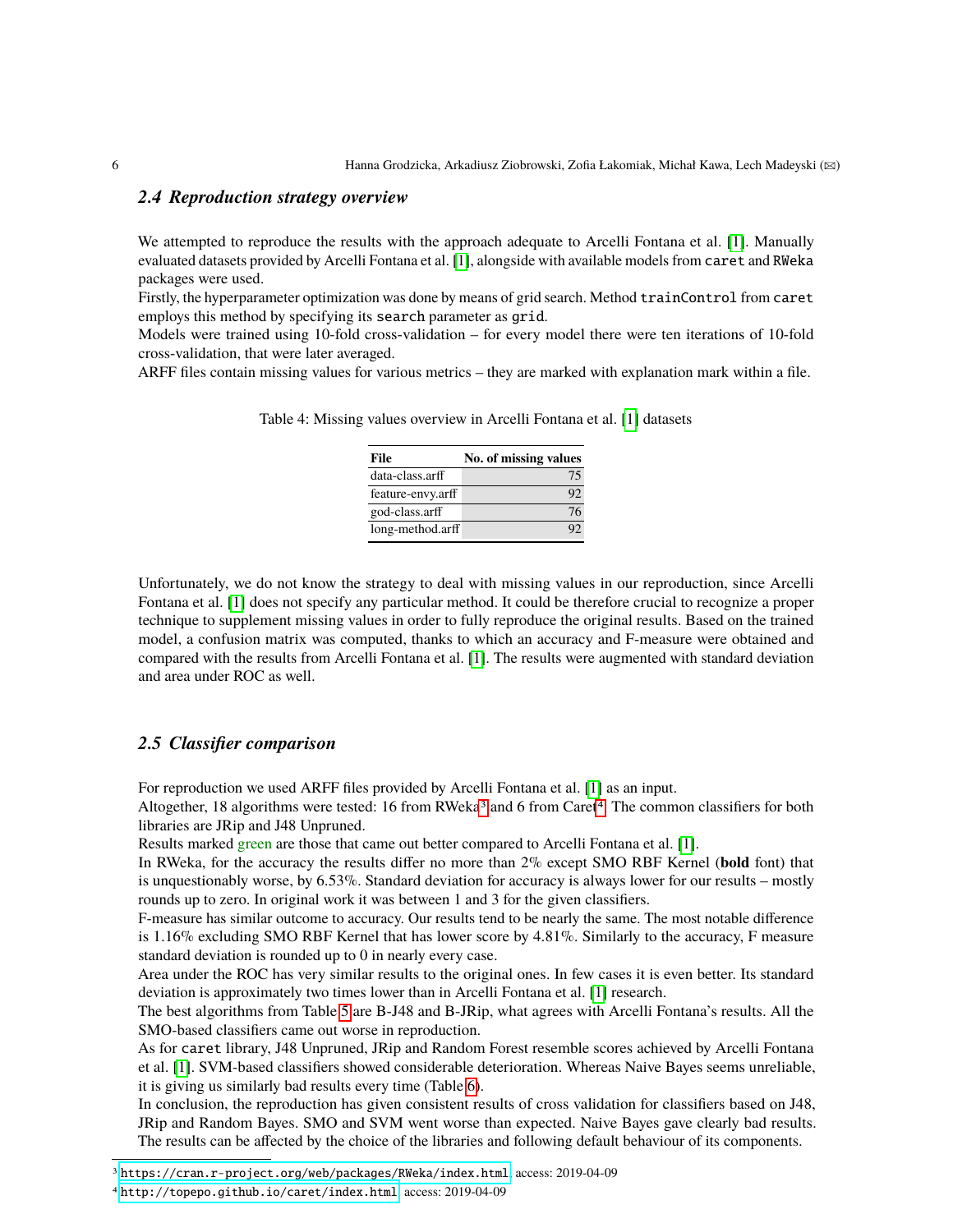## 2.4 Reproduction strategy overview

We attempted to reproduce the results with the approach adequate to Arcelli Fontana et al. [1]. Manually evaluated datasets provided by Arcelli Fontana et al. [1], alongside with available models from `caret` and `RWeka` packages were used.
Firstly, the hyperparameter optimization was done by means of grid search. Method `trainControl` from `caret` employs this method by specifying its `search` parameter as `grid`.
Models were trained using 10-fold cross-validation – for every model there were ten iterations of 10-fold cross-validation, that were later averaged.
ARFF files contain missing values for various metrics – they are marked with explanation mark within a file.

Table 4: Missing values overview in Arcelli Fontana et al. [1] datasets

| File | No. of missing values |
|---|---:|
| data-class.arff | 75 |
| feature-envy.arff | 92 |
| god-class.arff | 76 |
| long-method.arff | 92 |

Unfortunately, we do not know the strategy to deal with missing values in our reproduction, since Arcelli Fontana et al. [1] does not specify any particular method. It could be therefore crucial to recognize a proper technique to supplement missing values in order to fully reproduce the original results. Based on the trained model, a confusion matrix was computed, thanks to which an accuracy and F-measure were obtained and compared with the results from Arcelli Fontana et al. [1]. The results were augmented with standard deviation and area under ROC as well.

## 2.5 Classifier comparison

For reproduction we used ARFF files provided by Arcelli Fontana et al. [1] as an input.
Altogether, 18 algorithms were tested: 16 from RWeka[3] and 6 from Caret[4]. The common classifiers for both libraries are JRip and J48 Unpruned.
Results marked green are those that came out better compared to Arcelli Fontana et al. [1].
In RWeka, for the accuracy the results differ no more than 2% except SMO RBF Kernel (**bold** font) that is unquestionably worse, by 6.53%. Standard deviation for accuracy is always lower for our results – mostly rounds up to zero. In original work it was between 1 and 3 for the given classifiers.
F-measure has similar outcome to accuracy. Our results tend to be nearly the same. The most notable difference is 1.16% excluding SMO RBF Kernel that has lower score by 4.81%. Similarly to the accuracy, F measure standard deviation is rounded up to 0 in nearly every case.
Area under the ROC has very similar results to the original ones. In few cases it is even better. Its standard deviation is approximately two times lower than in Arcelli Fontana et al. [1] research.
The best algorithms from Table 5 are B-J48 and B-JRip, what agrees with Arcelli Fontana's results. All the SMO-based classifiers came out worse in reproduction.
As for `caret` library, J48 Unpruned, JRip and Random Forest resemble scores achieved by Arcelli Fontana et al. [1]. SVM-based classifiers showed considerable deterioration. Whereas Naive Bayes seems unreliable, it is giving us similarly bad results every time (Table 6).
In conclusion, the reproduction has given consistent results of cross validation for classifiers based on J48, JRip and Random Bayes. SMO and SVM went worse than expected. Naive Bayes gave clearly bad results. The results can be affected by the choice of the libraries and following default behaviour of its components.

[3] `https://cran.r-project.org/web/packages/RWeka/index.html`, access: 2019-04-09

[4] `http://topepo.github.io/caret/index.html`, access: 2019-04-09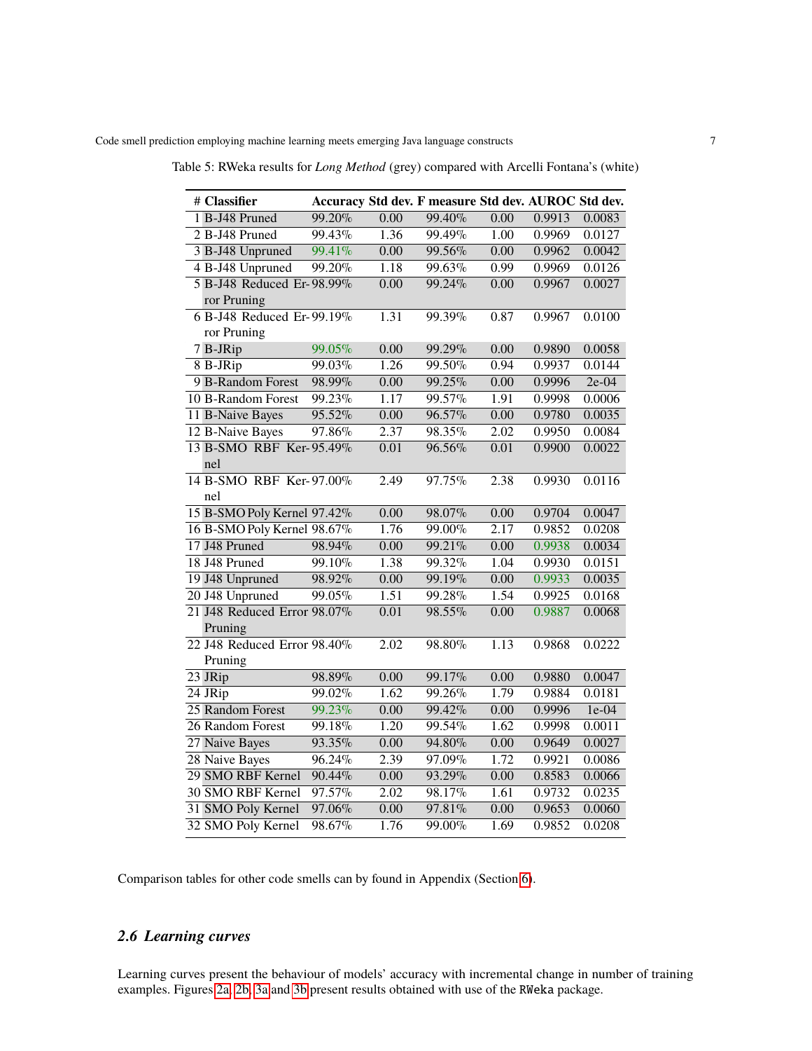Table 5: RWeka results for *Long Method* (grey) compared with Arcelli Fontana's (white)

| # | Classifier | Accuracy | Std dev. | F measure | Std dev. | AUROC | Std dev. |
|---|---|---|---|---|---|---|---|
| 1 | B-J48 Pruned | 99.20% | 0.00 | 99.40% | 0.00 | 0.9913 | 0.0083 |
| 2 | B-J48 Pruned | 99.43% | 1.36 | 99.49% | 1.00 | 0.9969 | 0.0127 |
| 3 | B-J48 Unpruned | 99.41% | 0.00 | 99.56% | 0.00 | 0.9962 | 0.0042 |
| 4 | B-J48 Unpruned | 99.20% | 1.18 | 99.63% | 0.99 | 0.9969 | 0.0126 |
| 5 | B-J48 Reduced Error Pruning | 98.99% | 0.00 | 99.24% | 0.00 | 0.9967 | 0.0027 |
| 6 | B-J48 Reduced Error Pruning | 99.19% | 1.31 | 99.39% | 0.87 | 0.9967 | 0.0100 |
| 7 | B-JRip | 99.05% | 0.00 | 99.29% | 0.00 | 0.9890 | 0.0058 |
| 8 | B-JRip | 99.03% | 1.26 | 99.50% | 0.94 | 0.9937 | 0.0144 |
| 9 | B-Random Forest | 98.99% | 0.00 | 99.25% | 0.00 | 0.9996 | 2e-04 |
| 10 | B-Random Forest | 99.23% | 1.17 | 99.57% | 1.91 | 0.9998 | 0.0006 |
| 11 | B-Naive Bayes | 95.52% | 0.00 | 96.57% | 0.00 | 0.9780 | 0.0035 |
| 12 | B-Naive Bayes | 97.86% | 2.37 | 98.35% | 2.02 | 0.9950 | 0.0084 |
| 13 | B-SMO RBF Kernel | 95.49% | 0.01 | 96.56% | 0.01 | 0.9900 | 0.0022 |
| 14 | B-SMO RBF Kernel | 97.00% | 2.49 | 97.75% | 2.38 | 0.9930 | 0.0116 |
| 15 | B-SMO Poly Kernel | 97.42% | 0.00 | 98.07% | 0.00 | 0.9704 | 0.0047 |
| 16 | B-SMO Poly Kernel | 98.67% | 1.76 | 99.00% | 2.17 | 0.9852 | 0.0208 |
| 17 | J48 Pruned | 98.94% | 0.00 | 99.21% | 0.00 | 0.9938 | 0.0034 |
| 18 | J48 Pruned | 99.10% | 1.38 | 99.32% | 1.04 | 0.9930 | 0.0151 |
| 19 | J48 Unpruned | 98.92% | 0.00 | 99.19% | 0.00 | 0.9933 | 0.0035 |
| 20 | J48 Unpruned | 99.05% | 1.51 | 99.28% | 1.54 | 0.9925 | 0.0168 |
| 21 | J48 Reduced Error Pruning | 98.07% | 0.01 | 98.55% | 0.00 | 0.9887 | 0.0068 |
| 22 | J48 Reduced Error Pruning | 98.40% | 2.02 | 98.80% | 1.13 | 0.9868 | 0.0222 |
| 23 | JRip | 98.89% | 0.00 | 99.17% | 0.00 | 0.9880 | 0.0047 |
| 24 | JRip | 99.02% | 1.62 | 99.26% | 1.79 | 0.9884 | 0.0181 |
| 25 | Random Forest | 99.23% | 0.00 | 99.42% | 0.00 | 0.9996 | 1e-04 |
| 26 | Random Forest | 99.18% | 1.20 | 99.54% | 1.62 | 0.9998 | 0.0011 |
| 27 | Naive Bayes | 93.35% | 0.00 | 94.80% | 0.00 | 0.9649 | 0.0027 |
| 28 | Naive Bayes | 96.24% | 2.39 | 97.09% | 1.72 | 0.9921 | 0.0086 |
| 29 | SMO RBF Kernel | 90.44% | 0.00 | 93.29% | 0.00 | 0.8583 | 0.0066 |
| 30 | SMO RBF Kernel | 97.57% | 2.02 | 98.17% | 1.61 | 0.9732 | 0.0235 |
| 31 | SMO Poly Kernel | 97.06% | 0.00 | 97.81% | 0.00 | 0.9653 | 0.0060 |
| 32 | SMO Poly Kernel | 98.67% | 1.76 | 99.00% | 1.69 | 0.9852 | 0.0208 |

Comparison tables for other code smells can by found in Appendix (Section 6).

### 2.6 Learning curves

Learning curves present the behaviour of models' accuracy with incremental change in number of training examples. Figures 2a, 2b, 3a and 3b present results obtained with use of the `RWeka` package.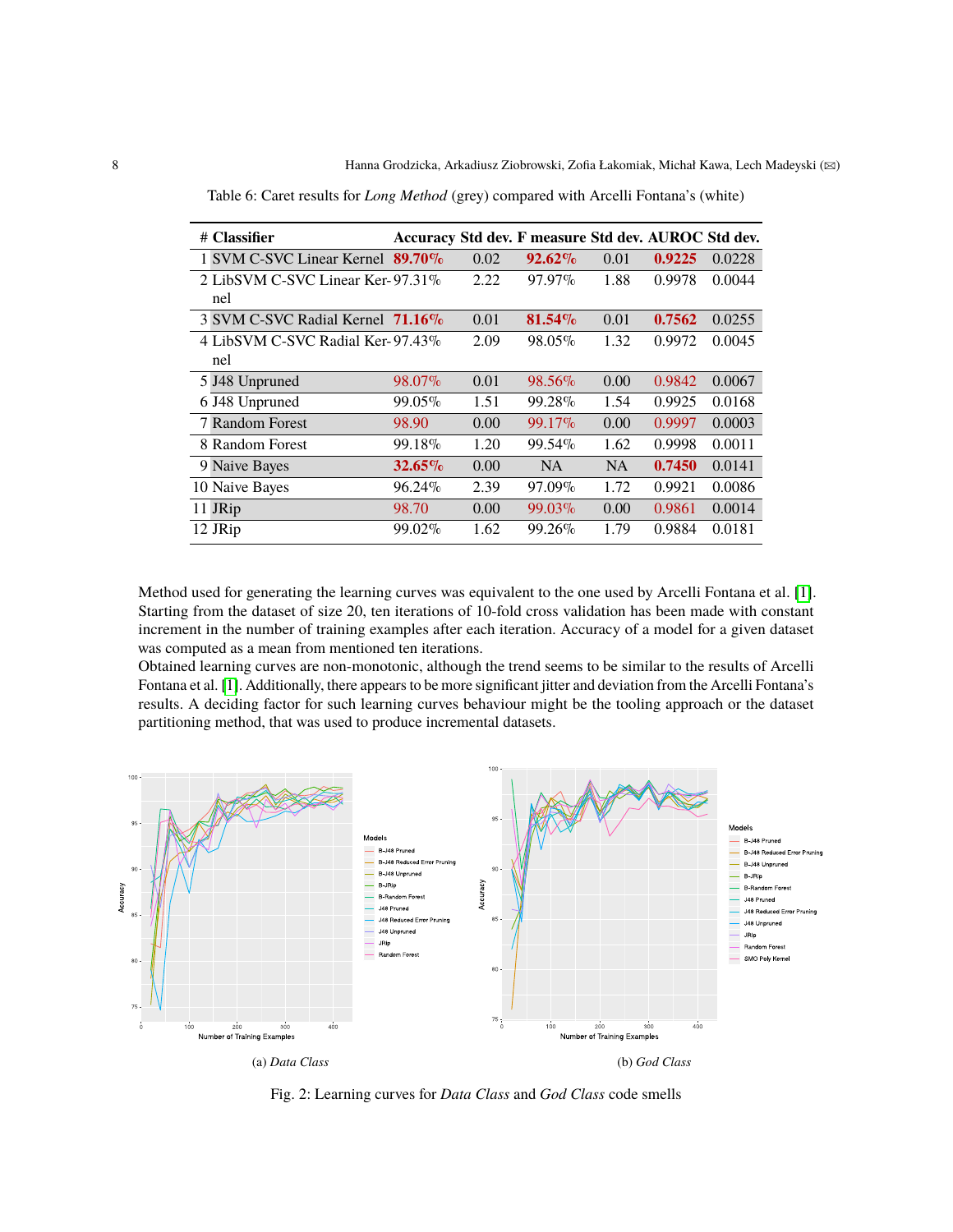Table 6: Caret results for *Long Method* (grey) compared with Arcelli Fontana's (white)

| # | Classifier | Accuracy | Std dev. | F measure | Std dev. | AUROC | Std dev. |
|---|---|---|---|---|---|---|---|
| 1 | SVM C-SVC Linear Kernel | **89.70%** | 0.02 | **92.62%** | 0.01 | **0.9225** | 0.0228 |
| 2 | LibSVM C-SVC Linear Kernel | 97.31% | 2.22 | 97.97% | 1.88 | 0.9978 | 0.0044 |
| 3 | SVM C-SVC Radial Kernel | **71.16%** | 0.01 | **81.54%** | 0.01 | **0.7562** | 0.0255 |
| 4 | LibSVM C-SVC Radial Kernel | 97.43% | 2.09 | 98.05% | 1.32 | 0.9972 | 0.0045 |
| 5 | J48 Unpruned | 98.07% | 0.01 | 98.56% | 0.00 | 0.9842 | 0.0067 |
| 6 | J48 Unpruned | 99.05% | 1.51 | 99.28% | 1.54 | 0.9925 | 0.0168 |
| 7 | Random Forest | 98.90 | 0.00 | 99.17% | 0.00 | 0.9997 | 0.0003 |
| 8 | Random Forest | 99.18% | 1.20 | 99.54% | 1.62 | 0.9998 | 0.0011 |
| 9 | Naive Bayes | **32.65%** | 0.00 | NA | NA | **0.7450** | 0.0141 |
| 10 | Naive Bayes | 96.24% | 2.39 | 97.09% | 1.72 | 0.9921 | 0.0086 |
| 11 | JRip | 98.70 | 0.00 | 99.03% | 0.00 | 0.9861 | 0.0014 |
| 12 | JRip | 99.02% | 1.62 | 99.26% | 1.79 | 0.9884 | 0.0181 |

Method used for generating the learning curves was equivalent to the one used by Arcelli Fontana et al. [1]. Starting from the dataset of size 20, ten iterations of 10-fold cross validation has been made with constant increment in the number of training examples after each iteration. Accuracy of a model for a given dataset was computed as a mean from mentioned ten iterations.

Obtained learning curves are non-monotonic, although the trend seems to be similar to the results of Arcelli Fontana et al. [1]. Additionally, there appears to be more significant jitter and deviation from the Arcelli Fontana's results. A deciding factor for such learning curves behaviour might be the tooling approach or the dataset partitioning method, that was used to produce incremental datasets.

(a) *Data Class*

(b) *God Class*

Fig. 2: Learning curves for *Data Class* and *God Class* code smells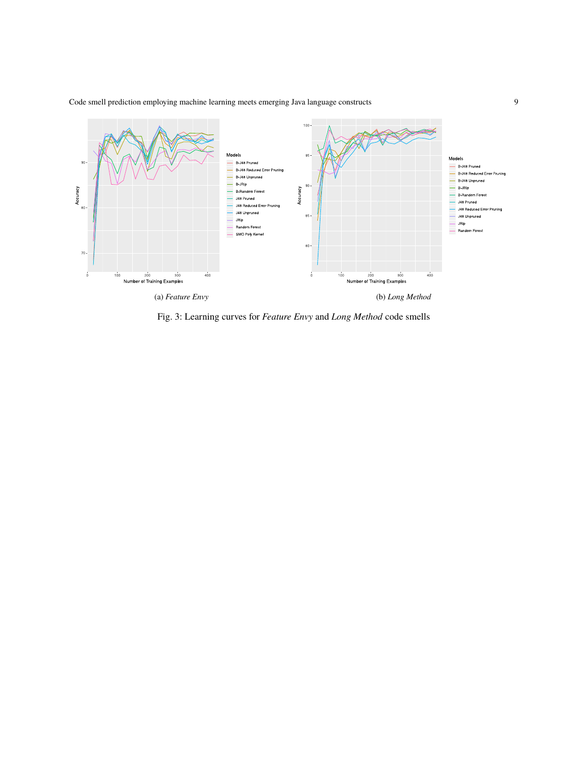(a) *Feature Envy*

(b) *Long Method*

Fig. 3: Learning curves for *Feature Envy* and *Long Method* code smells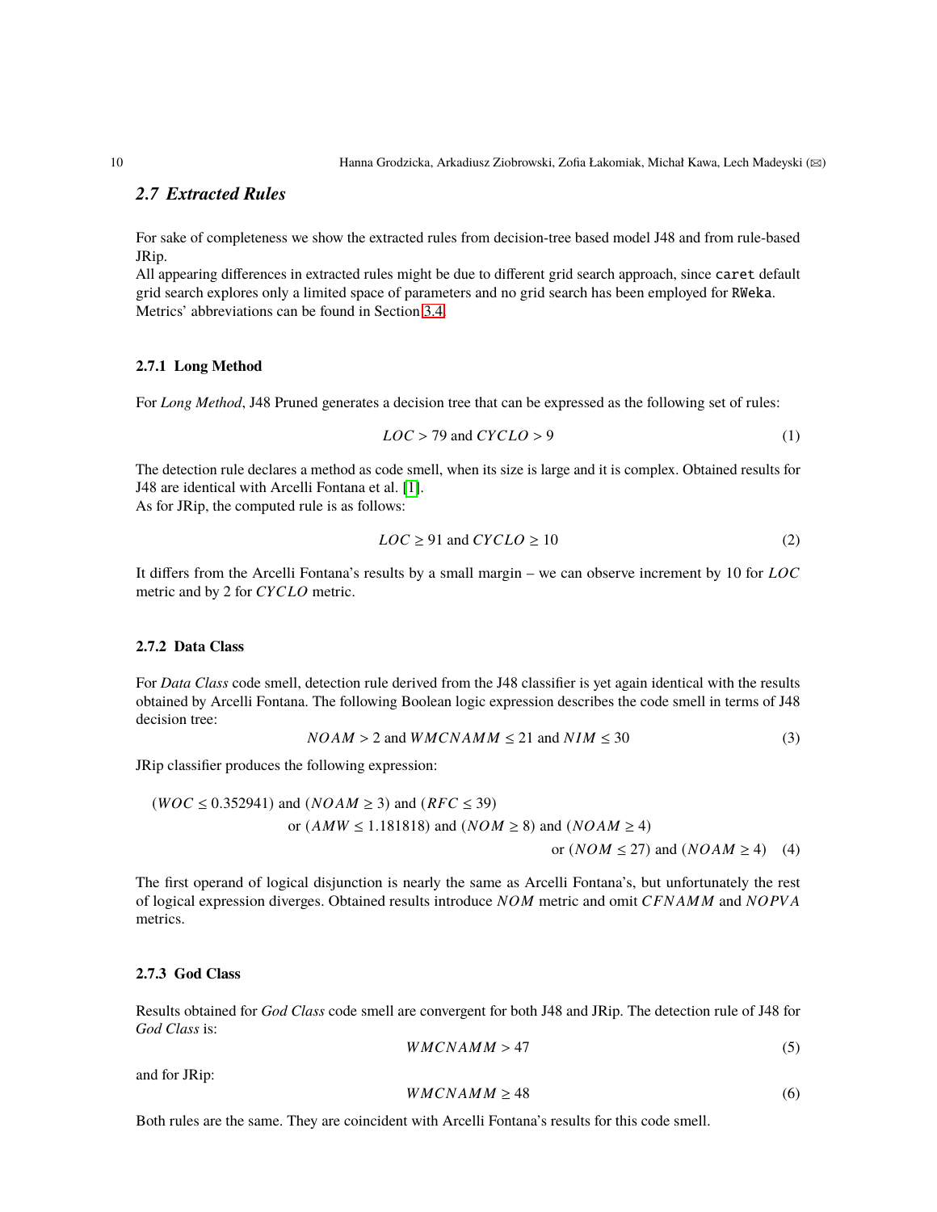## 2.7 Extracted Rules

For sake of completeness we show the extracted rules from decision-tree based model J48 and from rule-based JRip.
All appearing differences in extracted rules might be due to different grid search approach, since `caret` default grid search explores only a limited space of parameters and no grid search has been employed for `RWeka`.
Metrics' abbreviations can be found in Section 3.4.

### 2.7.1 Long Method

For *Long Method*, J48 Pruned generates a decision tree that can be expressed as the following set of rules:

$$LOC > 79 \text{ and } CYCLO > 9 \tag{1}$$

The detection rule declares a method as code smell, when its size is large and it is complex. Obtained results for J48 are identical with Arcelli Fontana et al. [1].
As for JRip, the computed rule is as follows:

$$LOC \geq 91 \text{ and } CYCLO \geq 10 \tag{2}$$

It differs from the Arcelli Fontana's results by a small margin – we can observe increment by 10 for $LOC$ metric and by 2 for $CYCLO$ metric.

### 2.7.2 Data Class

For *Data Class* code smell, detection rule derived from the J48 classifier is yet again identical with the results obtained by Arcelli Fontana. The following Boolean logic expression describes the code smell in terms of J48 decision tree:

$$NOAM > 2 \text{ and } WMCNAMM \leq 21 \text{ and } NIM \leq 30 \tag{3}$$

JRip classifier produces the following expression:

$$\begin{aligned}(WOC \leq 0.352941) \text{ and } (NOAM \geq 3) \text{ and } (RFC \leq 39)&\\ \text{or } (AMW \leq 1.181818) \text{ and } (NOM \geq 8) \text{ and } (NOAM \geq 4)&\\ \text{or } (NOM \leq 27) \text{ and } (NOAM \geq 4)&\end{aligned} \tag{4}$$

The first operand of logical disjunction is nearly the same as Arcelli Fontana's, but unfortunately the rest of logical expression diverges. Obtained results introduce $NOM$ metric and omit $CFNAMM$ and $NOPVA$ metrics.

### 2.7.3 God Class

Results obtained for *God Class* code smell are convergent for both J48 and JRip. The detection rule of J48 for *God Class* is:

$$WMCNAMM > 47 \tag{5}$$

and for JRip:

$$WMCNAMM \geq 48 \tag{6}$$

Both rules are the same. They are coincident with Arcelli Fontana's results for this code smell.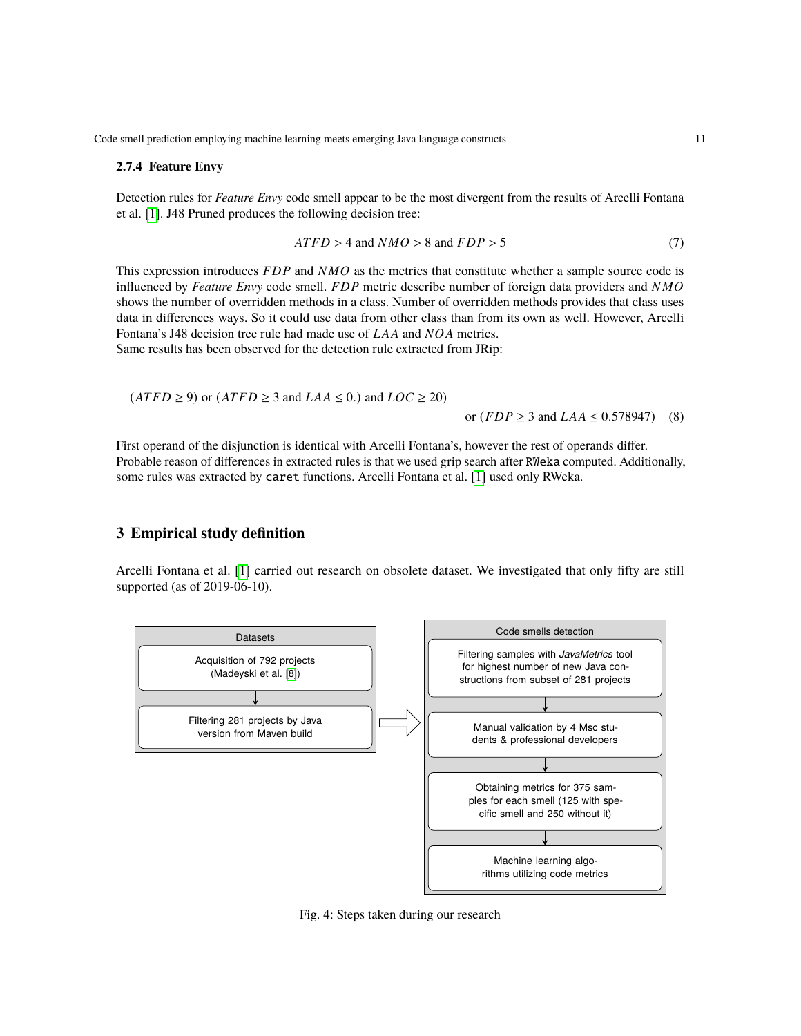#### 2.7.4 Feature Envy

Detection rules for *Feature Envy* code smell appear to be the most divergent from the results of Arcelli Fontana et al. [1]. J48 Pruned produces the following decision tree:

$$ATFD > 4 \text{ and } NMO > 8 \text{ and } FDP > 5 \tag{7}$$

This expression introduces $FDP$ and $NMO$ as the metrics that constitute whether a sample source code is influenced by *Feature Envy* code smell. $FDP$ metric describe number of foreign data providers and $NMO$ shows the number of overridden methods in a class. Number of overridden methods provides that class uses data in differences ways. So it could use data from other class than from its own as well. However, Arcelli Fontana's J48 decision tree rule had made use of $LAA$ and $NOA$ metrics.
Same results has been observed for the detection rule extracted from JRip:

$$(ATFD \geq 9) \text{ or } (ATFD \geq 3 \text{ and } LAA \leq 0.) \text{ and } LOC \geq 20) \\ \text{or } (FDP \geq 3 \text{ and } LAA \leq 0.578947) \tag{8}$$

First operand of the disjunction is identical with Arcelli Fontana's, however the rest of operands differ.
Probable reason of differences in extracted rules is that we used grip search after `RWeka` computed. Additionally, some rules was extracted by `caret` functions. Arcelli Fontana et al. [1] used only RWeka.

## 3 Empirical study definition

Arcelli Fontana et al. [1] carried out research on obsolete dataset. We investigated that only fifty are still supported (as of 2019-06-10).

Datasets:
- Acquisition of 792 projects (Madeyski et al. [8])
- Filtering 281 projects by Java version from Maven build

Code smells detection:
- Filtering samples with *JavaMetrics* tool for highest number of new Java constructions from subset of 281 projects
- Manual validation by 4 Msc students & professional developers
- Obtaining metrics for 375 samples for each smell (125 with specific smell and 250 without it)
- Machine learning algorithms utilizing code metrics

Fig. 4: Steps taken during our research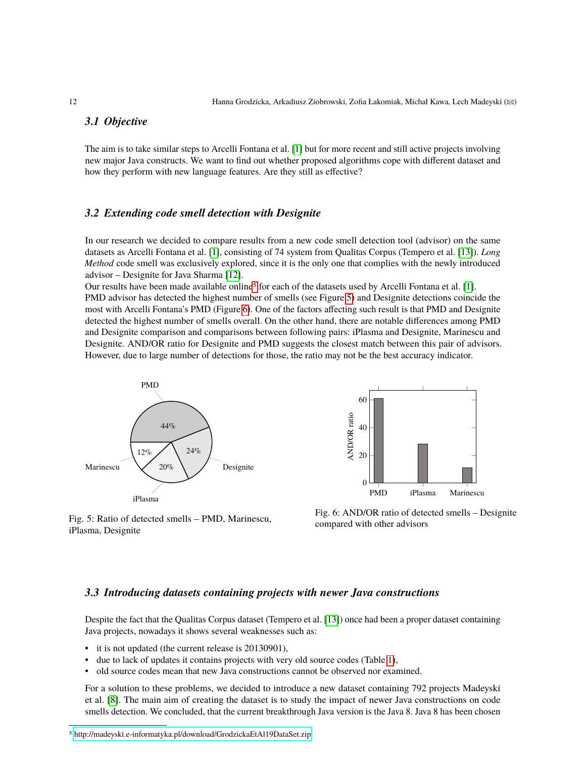### 3.1 Objective

The aim is to take similar steps to Arcelli Fontana et al. [1] but for more recent and still active projects involving new major Java constructs. We want to find out whether proposed algorithms cope with different dataset and how they perform with new language features. Are they still as effective?

### 3.2 Extending code smell detection with Designite

In our research we decided to compare results from a new code smell detection tool (advisor) on the same datasets as Arcelli Fontana et al. [1], consisting of 74 system from Qualitas Corpus (Tempero et al. [13]). *Long Method* code smell was exclusively explored, since it is the only one that complies with the newly introduced advisor – Designite for Java Sharma [12].

Our results have been made available online[5] for each of the datasets used by Arcelli Fontana et al. [1]. PMD advisor has detected the highest number of smells (see Figure 5) and Designite detections coincide the most with Arcelli Fontana's PMD (Figure 6). One of the factors affecting such result is that PMD and Designite detected the highest number of smells overall. On the other hand, there are notable differences among PMD and Designite comparison and comparisons between following pairs: iPlasma and Designite, Marinescu and Designite. AND/OR ratio for Designite and PMD suggests the closest match between this pair of advisors. However, due to large number of detections for those, the ratio may not be the best accuracy indicator.

Fig. 5: Ratio of detected smells – PMD, Marinescu, iPlasma, Designite

Fig. 6: AND/OR ratio of detected smells – Designite compared with other advisors

### 3.3 Introducing datasets containing projects with newer Java constructions

Despite the fact that the Qualitas Corpus dataset (Tempero et al. [13]) once had been a proper dataset containing Java projects, nowadays it shows several weaknesses such as:

- it is not updated (the current release is 20130901),
- due to lack of updates it contains projects with very old source codes (Table 1),
- old source codes mean that new Java constructions cannot be observed nor examined.

For a solution to these problems, we decided to introduce a new dataset containing 792 projects Madeyski et al. [8]. The main aim of creating the dataset is to study the impact of newer Java constructions on code smells detection. We concluded, that the current breakthrough Java version is the Java 8. Java 8 has been chosen

[5] http://madeyski.e-informatyka.pl/download/GrodzickaEtAl19DataSet.zip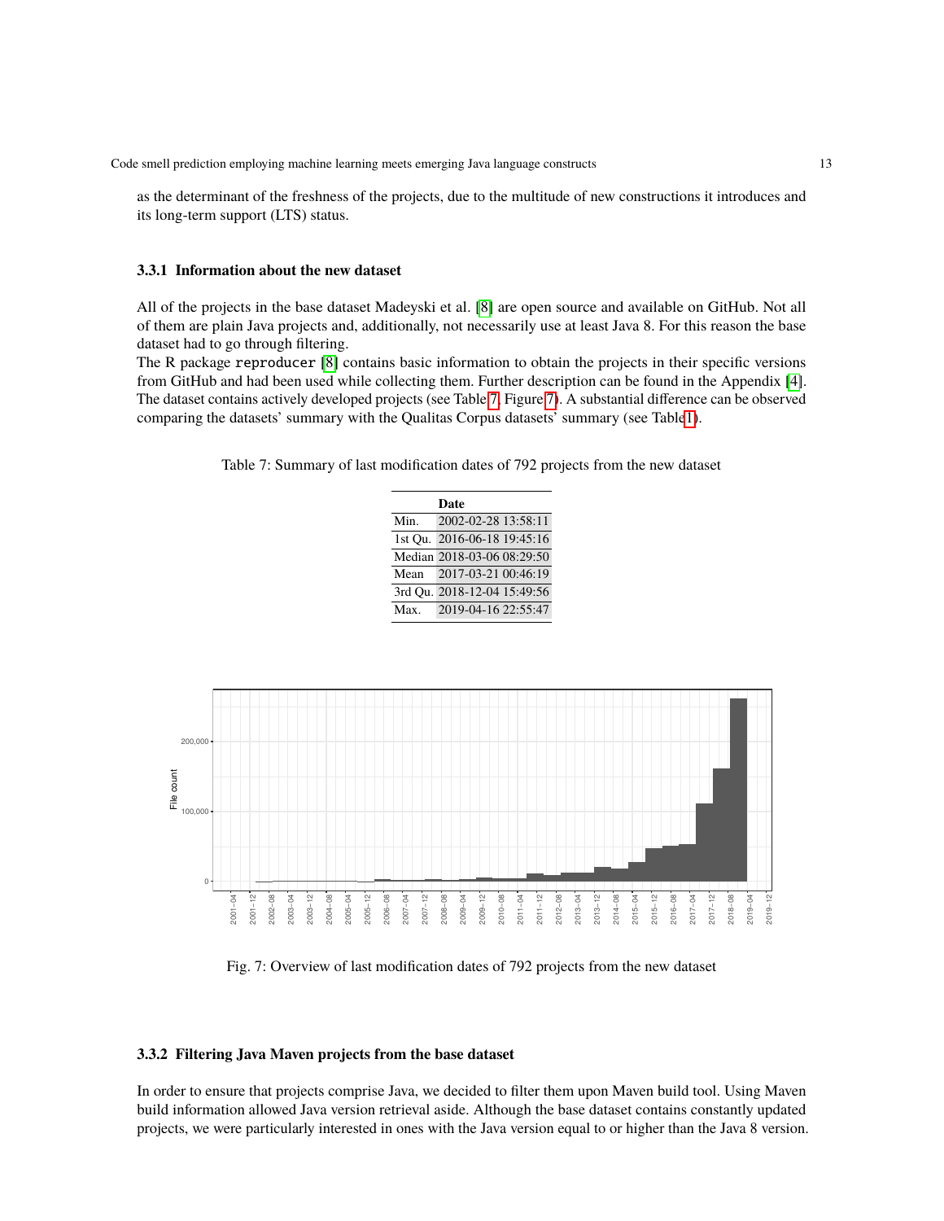as the determinant of the freshness of the projects, due to the multitude of new constructions it introduces and its long-term support (LTS) status.

### 3.3.1 Information about the new dataset

All of the projects in the base dataset Madeyski et al. [8] are open source and available on GitHub. Not all of them are plain Java projects and, additionally, not necessarily use at least Java 8. For this reason the base dataset had to go through filtering.

The R package `reproducer` [8] contains basic information to obtain the projects in their specific versions from GitHub and had been used while collecting them. Further description can be found in the Appendix [4]. The dataset contains actively developed projects (see Table 7, Figure 7). A substantial difference can be observed comparing the datasets' summary with the Qualitas Corpus datasets' summary (see Table 1).

Table 7: Summary of last modification dates of 792 projects from the new dataset

| | Date |
|---|---|
| Min. | 2002-02-28 13:58:11 |
| 1st Qu. | 2016-06-18 19:45:16 |
| Median | 2018-03-06 08:29:50 |
| Mean | 2017-03-21 00:46:19 |
| 3rd Qu. | 2018-12-04 15:49:56 |
| Max. | 2019-04-16 22:55:47 |

Fig. 7: Overview of last modification dates of 792 projects from the new dataset

### 3.3.2 Filtering Java Maven projects from the base dataset

In order to ensure that projects comprise Java, we decided to filter them upon Maven build tool. Using Maven build information allowed Java version retrieval aside. Although the base dataset contains constantly updated projects, we were particularly interested in ones with the Java version equal to or higher than the Java 8 version.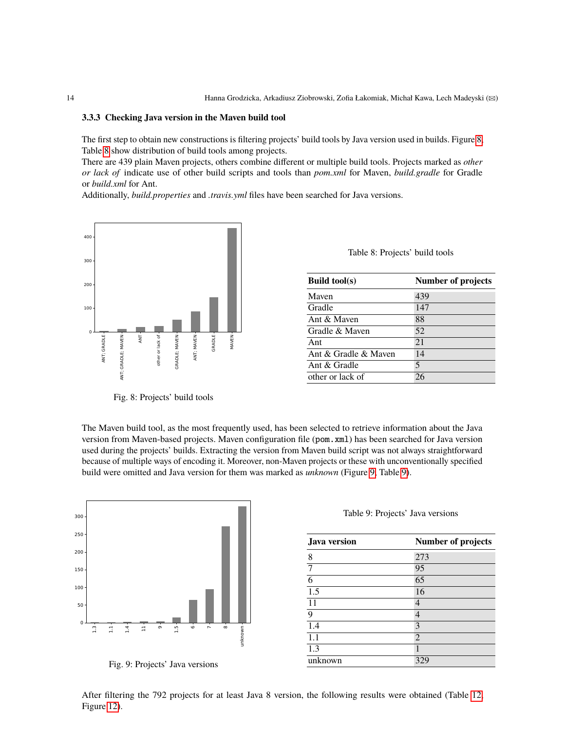### 3.3.3 Checking Java version in the Maven build tool

The first step to obtain new constructions is filtering projects' build tools by Java version used in builds. Figure 8, Table 8 show distribution of build tools among projects.
There are 439 plain Maven projects, others combine different or multiple build tools. Projects marked as *other or lack of* indicate use of other build scripts and tools than *pom.xml* for Maven, *build.gradle* for Gradle or *build.xml* for Ant.
Additionally, *build.properties* and *.travis.yml* files have been searched for Java versions.

Fig. 8: Projects' build tools

Table 8: Projects' build tools

| Build tool(s) | Number of projects |
|---|---|
| Maven | 439 |
| Gradle | 147 |
| Ant & Maven | 88 |
| Gradle & Maven | 52 |
| Ant | 21 |
| Ant & Gradle & Maven | 14 |
| Ant & Gradle | 5 |
| other or lack of | 26 |

The Maven build tool, as the most frequently used, has been selected to retrieve information about the Java version from Maven-based projects. Maven configuration file (pom.xml) has been searched for Java version used during the projects' builds. Extracting the version from Maven build script was not always straightforward because of multiple ways of encoding it. Moreover, non-Maven projects or these with unconventionally specified build were omitted and Java version for them was marked as *unknown* (Figure 9, Table 9).

Fig. 9: Projects' Java versions

Table 9: Projects' Java versions

| Java version | Number of projects |
|---|---|
| 8 | 273 |
| 7 | 95 |
| 6 | 65 |
| 1.5 | 16 |
| 11 | 4 |
| 9 | 4 |
| 1.4 | 3 |
| 1.1 | 2 |
| 1.3 | 1 |
| unknown | 329 |

After filtering the 792 projects for at least Java 8 version, the following results were obtained (Table 12, Figure 12).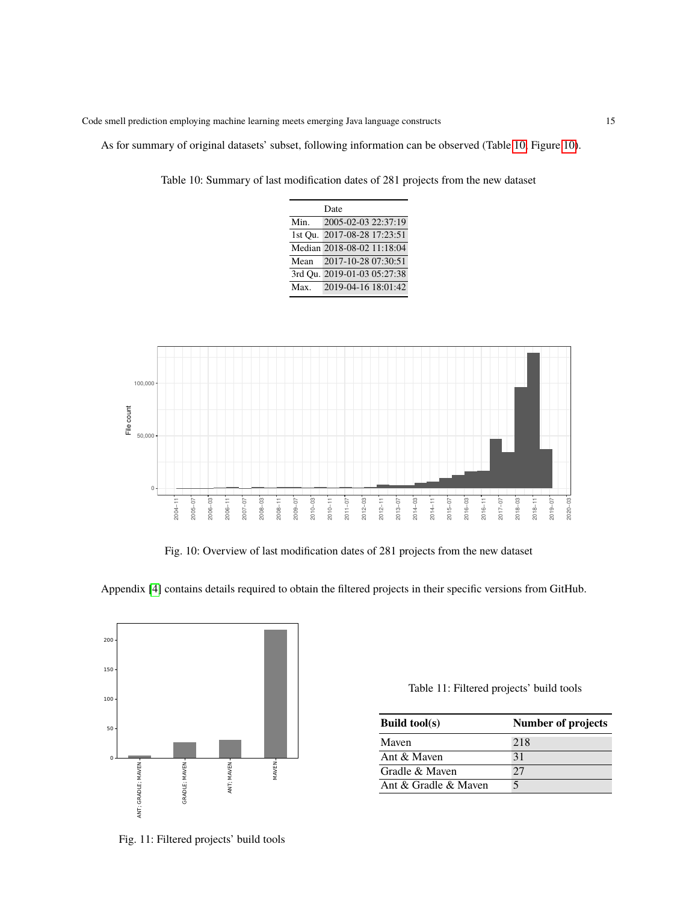As for summary of original datasets' subset, following information can be observed (Table 10, Figure 10).

Table 10: Summary of last modification dates of 281 projects from the new dataset

| | Date |
|---|---|
| Min. | 2005-02-03 22:37:19 |
| 1st Qu. | 2017-08-28 17:23:51 |
| Median | 2018-08-02 11:18:04 |
| Mean | 2017-10-28 07:30:51 |
| 3rd Qu. | 2019-01-03 05:27:38 |
| Max. | 2019-04-16 18:01:42 |

Fig. 10: Overview of last modification dates of 281 projects from the new dataset

Appendix [4] contains details required to obtain the filtered projects in their specific versions from GitHub.

Fig. 11: Filtered projects' build tools

Table 11: Filtered projects' build tools

| **Build tool(s)** | **Number of projects** |
|---|---|
| Maven | 218 |
| Ant & Maven | 31 |
| Gradle & Maven | 27 |
| Ant & Gradle & Maven | 5 |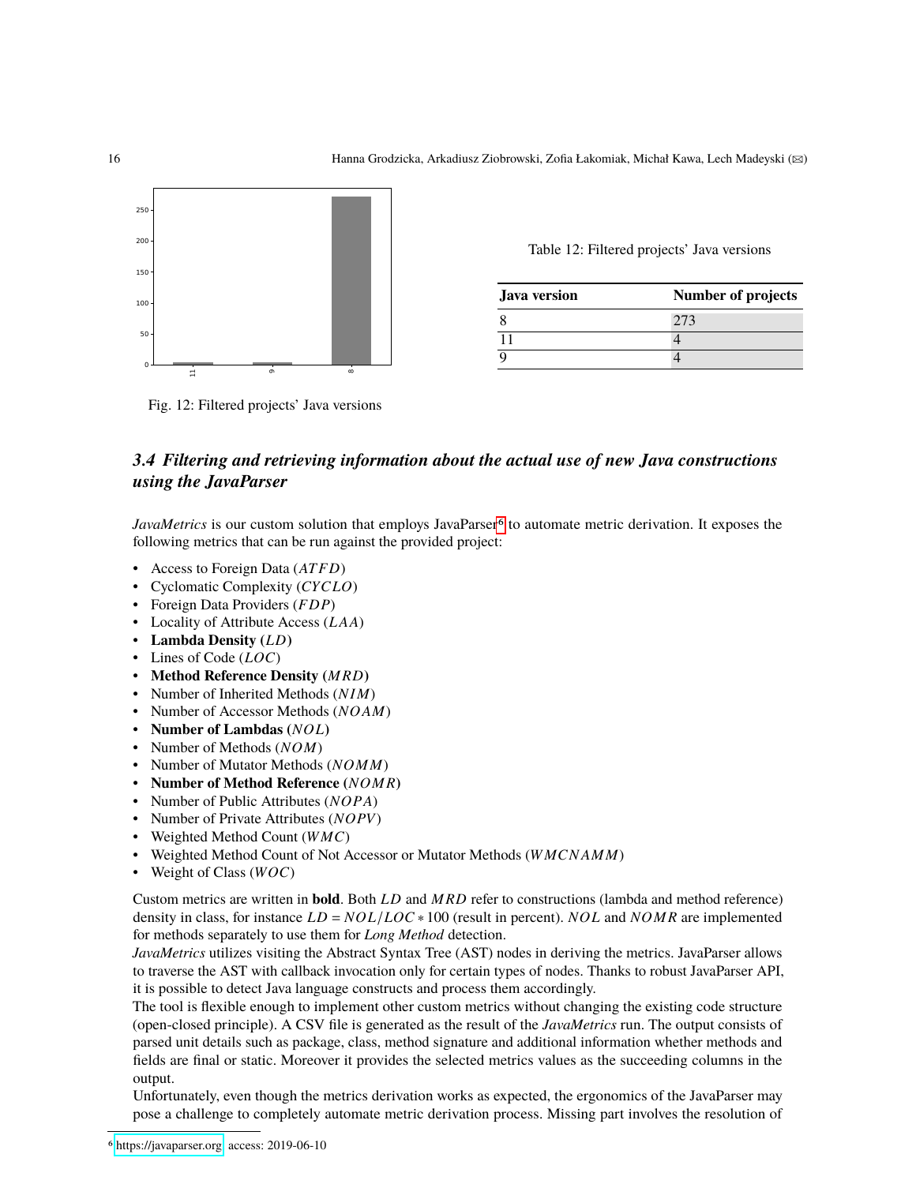250
200
150
100
50
0
11
9
8

Fig. 12: Filtered projects' Java versions

Table 12: Filtered projects' Java versions

| Java version | Number of projects |
| --- | --- |
| 8 | 273 |
| 11 | 4 |
| 9 | 4 |

### 3.4 Filtering and retrieving information about the actual use of new Java constructions using the JavaParser

*JavaMetrics* is our custom solution that employs JavaParser[6] to automate metric derivation. It exposes the following metrics that can be run against the provided project:

- Access to Foreign Data ($ATFD$)
- Cyclomatic Complexity ($CYCLO$)
- Foreign Data Providers ($FDP$)
- Locality of Attribute Access ($LAA$)
- **Lambda Density ($LD$)**
- Lines of Code ($LOC$)
- **Method Reference Density ($MRD$)**
- Number of Inherited Methods ($NIM$)
- Number of Accessor Methods ($NOAM$)
- **Number of Lambdas ($NOL$)**
- Number of Methods ($NOM$)
- Number of Mutator Methods ($NOMM$)
- **Number of Method Reference ($NOMR$)**
- Number of Public Attributes ($NOPA$)
- Number of Private Attributes ($NOPV$)
- Weighted Method Count ($WMC$)
- Weighted Method Count of Not Accessor or Mutator Methods ($WMCNAMM$)
- Weight of Class ($WOC$)

Custom metrics are written in **bold**. Both $LD$ and $MRD$ refer to constructions (lambda and method reference) density in class, for instance $LD = NOL/LOC * 100$ (result in percent). $NOL$ and $NOMR$ are implemented for methods separately to use them for *Long Method* detection.

*JavaMetrics* utilizes visiting the Abstract Syntax Tree (AST) nodes in deriving the metrics. JavaParser allows to traverse the AST with callback invocation only for certain types of nodes. Thanks to robust JavaParser API, it is possible to detect Java language constructs and process them accordingly.

The tool is flexible enough to implement other custom metrics without changing the existing code structure (open-closed principle). A CSV file is generated as the result of the *JavaMetrics* run. The output consists of parsed unit details such as package, class, method signature and additional information whether methods and fields are final or static. Moreover it provides the selected metrics values as the succeeding columns in the output.

Unfortunately, even though the metrics derivation works as expected, the ergonomics of the JavaParser may pose a challenge to completely automate metric derivation process. Missing part involves the resolution of

[6] https://javaparser.org, access: 2019-06-10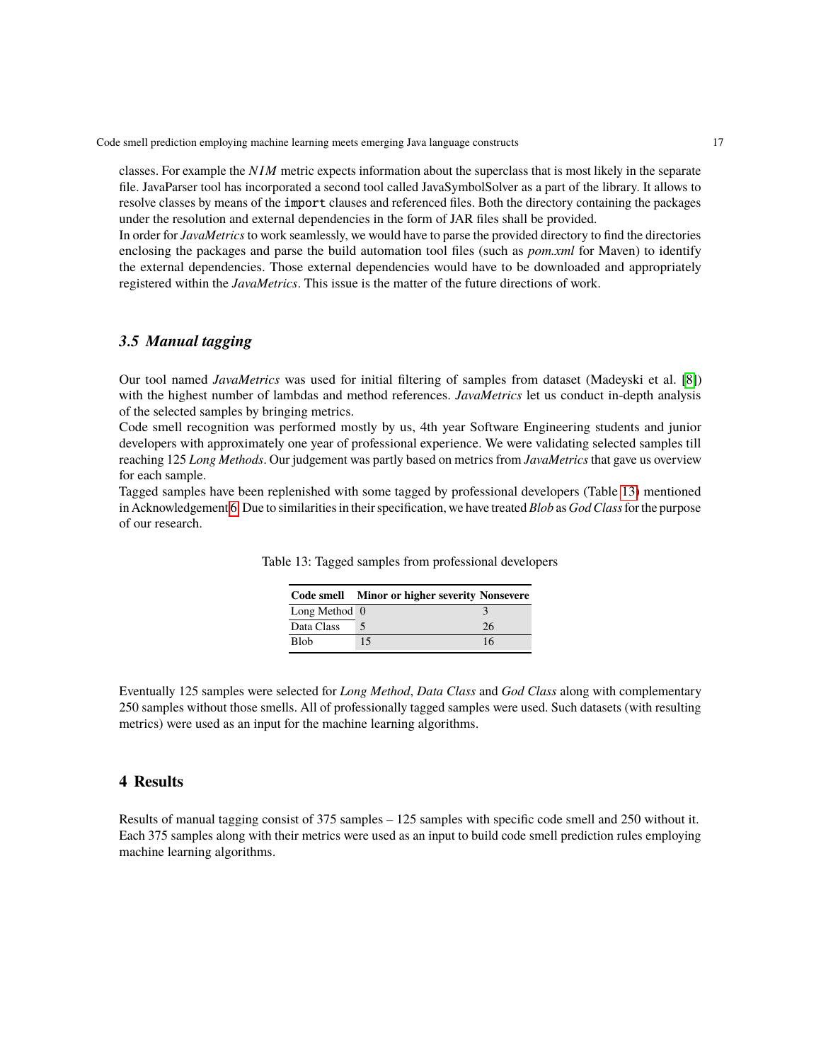classes. For example the $NIM$ metric expects information about the superclass that is most likely in the separate file. JavaParser tool has incorporated a second tool called JavaSymbolSolver as a part of the library. It allows to resolve classes by means of the `import` clauses and referenced files. Both the directory containing the packages under the resolution and external dependencies in the form of JAR files shall be provided.

In order for *JavaMetrics* to work seamlessly, we would have to parse the provided directory to find the directories enclosing the packages and parse the build automation tool files (such as *pom.xml* for Maven) to identify the external dependencies. Those external dependencies would have to be downloaded and appropriately registered within the *JavaMetrics*. This issue is the matter of the future directions of work.

### 3.5 Manual tagging

Our tool named *JavaMetrics* was used for initial filtering of samples from dataset (Madeyski et al. [8]) with the highest number of lambdas and method references. *JavaMetrics* let us conduct in-depth analysis of the selected samples by bringing metrics.

Code smell recognition was performed mostly by us, 4th year Software Engineering students and junior developers with approximately one year of professional experience. We were validating selected samples till reaching 125 *Long Methods*. Our judgement was partly based on metrics from *JavaMetrics* that gave us overview for each sample.

Tagged samples have been replenished with some tagged by professional developers (Table 13) mentioned in Acknowledgement 6. Due to similarities in their specification, we have treated *Blob* as *God Class* for the purpose of our research.

Table 13: Tagged samples from professional developers

| Code smell | Minor or higher severity | Nonsevere |
|---|---|---|
| Long Method | 0 | 3 |
| Data Class | 5 | 26 |
| Blob | 15 | 16 |

Eventually 125 samples were selected for *Long Method*, *Data Class* and *God Class* along with complementary 250 samples without those smells. All of professionally tagged samples were used. Such datasets (with resulting metrics) were used as an input for the machine learning algorithms.

## 4 Results

Results of manual tagging consist of 375 samples – 125 samples with specific code smell and 250 without it. Each 375 samples along with their metrics were used as an input to build code smell prediction rules employing machine learning algorithms.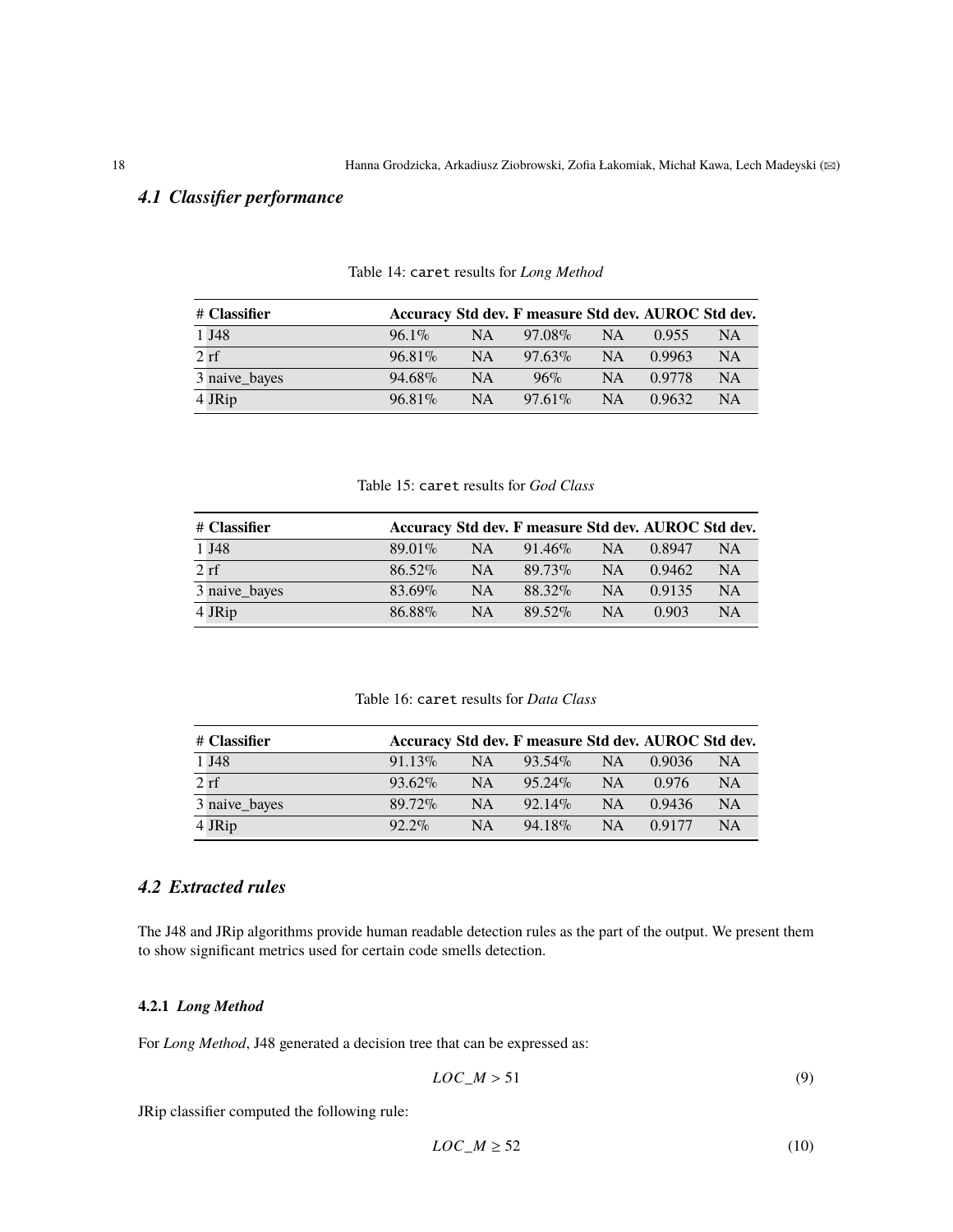## 4.1 Classifier performance

Table 14: `caret` results for *Long Method*

| # | Classifier | Accuracy | Std dev. | F measure | Std dev. | AUROC | Std dev. |
|---|---|---|---|---|---|---|---|
| 1 | J48 | 96.1% | NA | 97.08% | NA | 0.955 | NA |
| 2 | rf | 96.81% | NA | 97.63% | NA | 0.9963 | NA |
| 3 | naive_bayes | 94.68% | NA | 96% | NA | 0.9778 | NA |
| 4 | JRip | 96.81% | NA | 97.61% | NA | 0.9632 | NA |

Table 15: `caret` results for *God Class*

| # | Classifier | Accuracy | Std dev. | F measure | Std dev. | AUROC | Std dev. |
|---|---|---|---|---|---|---|---|
| 1 | J48 | 89.01% | NA | 91.46% | NA | 0.8947 | NA |
| 2 | rf | 86.52% | NA | 89.73% | NA | 0.9462 | NA |
| 3 | naive_bayes | 83.69% | NA | 88.32% | NA | 0.9135 | NA |
| 4 | JRip | 86.88% | NA | 89.52% | NA | 0.903 | NA |

Table 16: `caret` results for *Data Class*

| # | Classifier | Accuracy | Std dev. | F measure | Std dev. | AUROC | Std dev. |
|---|---|---|---|---|---|---|---|
| 1 | J48 | 91.13% | NA | 93.54% | NA | 0.9036 | NA |
| 2 | rf | 93.62% | NA | 95.24% | NA | 0.976 | NA |
| 3 | naive_bayes | 89.72% | NA | 92.14% | NA | 0.9436 | NA |
| 4 | JRip | 92.2% | NA | 94.18% | NA | 0.9177 | NA |

## 4.2 Extracted rules

The J48 and JRip algorithms provide human readable detection rules as the part of the output. We present them to show significant metrics used for certain code smells detection.

### 4.2.1 *Long Method*

For *Long Method*, J48 generated a decision tree that can be expressed as:

$$LOC\_M > 51 \tag{9}$$

JRip classifier computed the following rule:

$$LOC\_M \geq 52 \tag{10}$$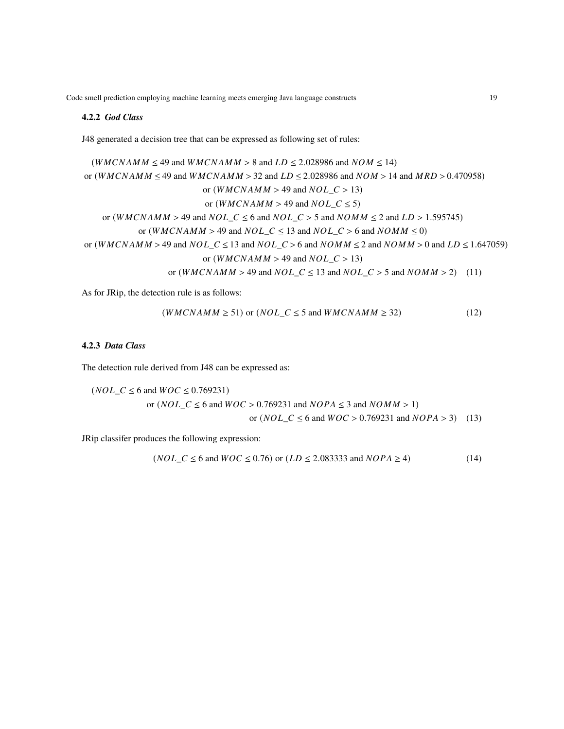#### 4.2.2 *God Class*

J48 generated a decision tree that can be expressed as following set of rules:

$$
\begin{aligned}
&(WMCNAMM \leq 49 \text{ and } WMCNAMM > 8 \text{ and } LD \leq 2.028986 \text{ and } NOM \leq 14) \\
&\text{or } (WMCNAMM \leq 49 \text{ and } WMCNAMM > 32 \text{ and } LD \leq 2.028986 \text{ and } NOM > 14 \text{ and } MRD > 0.470958) \\
&\text{or } (WMCNAMM > 49 \text{ and } NOL\_C > 13) \\
&\text{or } (WMCNAMM > 49 \text{ and } NOL\_C \leq 5) \\
&\text{or } (WMCNAMM > 49 \text{ and } NOL\_C \leq 6 \text{ and } NOL\_C > 5 \text{ and } NOMM \leq 2 \text{ and } LD > 1.595745) \\
&\text{or } (WMCNAMM > 49 \text{ and } NOL\_C \leq 13 \text{ and } NOL\_C > 6 \text{ and } NOMM \leq 0) \\
&\text{or } (WMCNAMM > 49 \text{ and } NOL\_C \leq 13 \text{ and } NOL\_C > 6 \text{ and } NOMM \leq 2 \text{ and } NOMM > 0 \text{ and } LD \leq 1.647059) \\
&\text{or } (WMCNAMM > 49 \text{ and } NOL\_C > 13) \\
&\text{or } (WMCNAMM > 49 \text{ and } NOL\_C \leq 13 \text{ and } NOL\_C > 5 \text{ and } NOMM > 2)
\end{aligned}
\tag{11}
$$

As for JRip, the detection rule is as follows:

$$(WMCNAMM \geq 51) \text{ or } (NOL\_C \leq 5 \text{ and } WMCNAMM \geq 32) \tag{12}$$

#### 4.2.3 *Data Class*

The detection rule derived from J48 can be expressed as:

$$
\begin{aligned}
&(NOL\_C \leq 6 \text{ and } WOC \leq 0.769231) \\
&\text{or } (NOL\_C \leq 6 \text{ and } WOC > 0.769231 \text{ and } NOPA \leq 3 \text{ and } NOMM > 1) \\
&\text{or } (NOL\_C \leq 6 \text{ and } WOC > 0.769231 \text{ and } NOPA > 3)
\end{aligned}
\tag{13}
$$

JRip classifer produces the following expression:

$$(NOL\_C \leq 6 \text{ and } WOC \leq 0.76) \text{ or } (LD \leq 2.083333 \text{ and } NOPA \geq 4) \tag{14}$$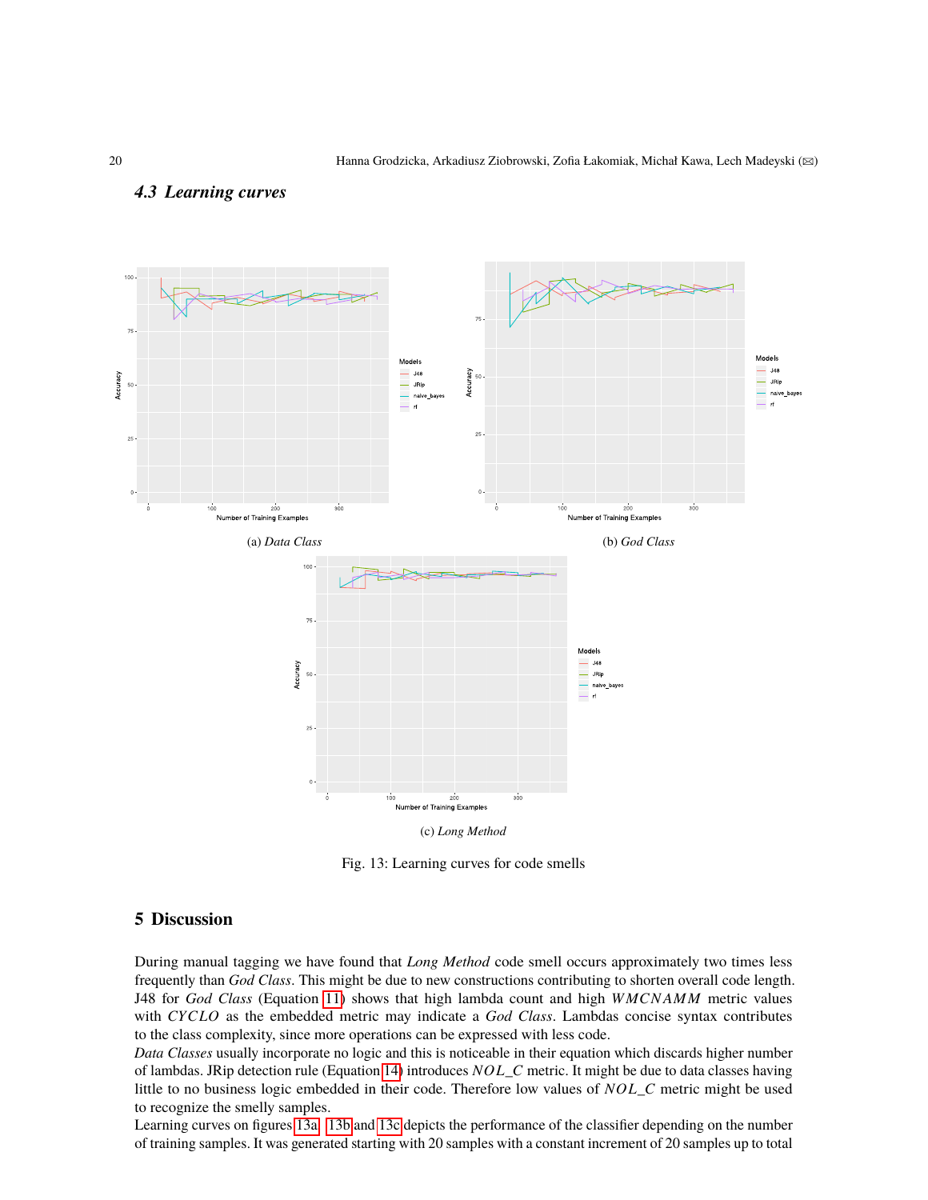### 4.3 Learning curves

(a) *Data Class*

(b) *God Class*

(c) *Long Method*

Fig. 13: Learning curves for code smells

## 5 Discussion

During manual tagging we have found that *Long Method* code smell occurs approximately two times less frequently than *God Class*. This might be due to new constructions contributing to shorten overall code length. J48 for *God Class* (Equation 11) shows that high lambda count and high $WMCNAMM$ metric values with $CYCLO$ as the embedded metric may indicate a *God Class*. Lambdas concise syntax contributes to the class complexity, since more operations can be expressed with less code.
*Data Classes* usually incorporate no logic and this is noticeable in their equation which discards higher number of lambdas. JRip detection rule (Equation 14) introduces $NOL\_C$ metric. It might be due to data classes having little to no business logic embedded in their code. Therefore low values of $NOL\_C$ metric might be used to recognize the smelly samples.
Learning curves on figures 13a, 13b and 13c depicts the performance of the classifier depending on the number of training samples. It was generated starting with 20 samples with a constant increment of 20 samples up to total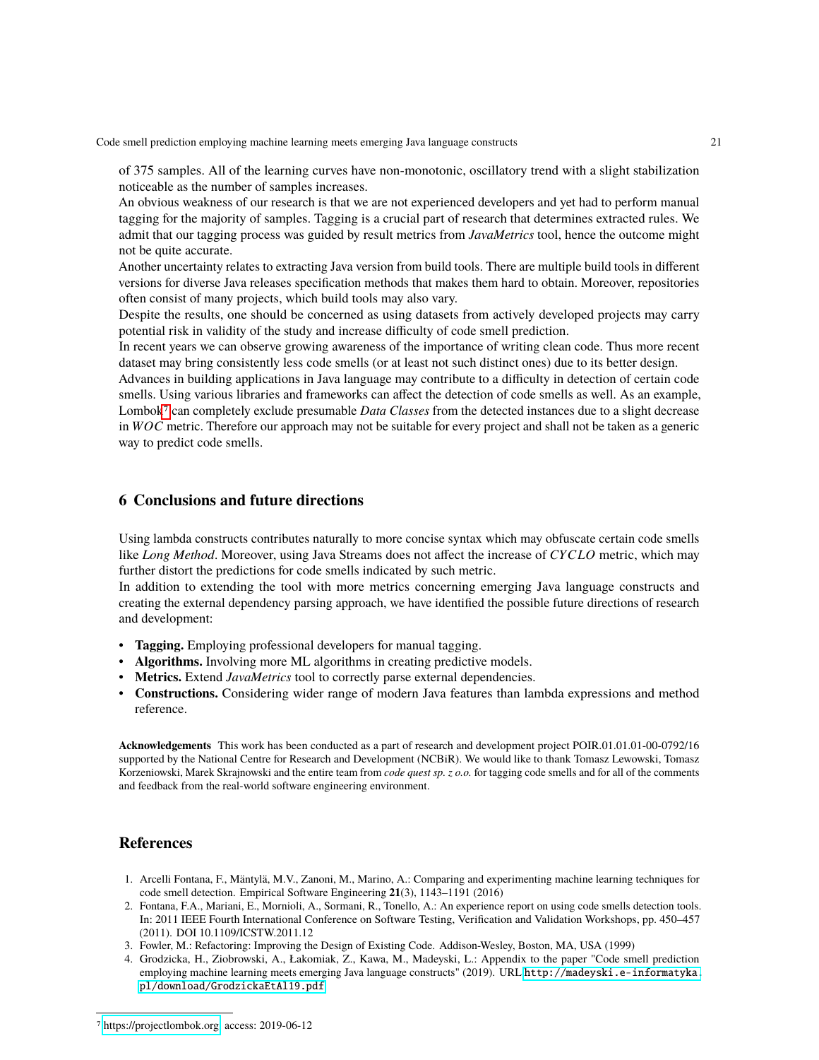of 375 samples. All of the learning curves have non-monotonic, oscillatory trend with a slight stabilization noticeable as the number of samples increases.

An obvious weakness of our research is that we are not experienced developers and yet had to perform manual tagging for the majority of samples. Tagging is a crucial part of research that determines extracted rules. We admit that our tagging process was guided by result metrics from *JavaMetrics* tool, hence the outcome might not be quite accurate.

Another uncertainty relates to extracting Java version from build tools. There are multiple build tools in different versions for diverse Java releases specification methods that makes them hard to obtain. Moreover, repositories often consist of many projects, which build tools may also vary.

Despite the results, one should be concerned as using datasets from actively developed projects may carry potential risk in validity of the study and increase difficulty of code smell prediction.

In recent years we can observe growing awareness of the importance of writing clean code. Thus more recent dataset may bring consistently less code smells (or at least not such distinct ones) due to its better design.

Advances in building applications in Java language may contribute to a difficulty in detection of certain code smells. Using various libraries and frameworks can affect the detection of code smells as well. As an example, Lombok[7] can completely exclude presumable *Data Classes* from the detected instances due to a slight decrease in $WOC$ metric. Therefore our approach may not be suitable for every project and shall not be taken as a generic way to predict code smells.

## 6 Conclusions and future directions

Using lambda constructs contributes naturally to more concise syntax which may obfuscate certain code smells like *Long Method*. Moreover, using Java Streams does not affect the increase of $CYCLO$ metric, which may further distort the predictions for code smells indicated by such metric.

In addition to extending the tool with more metrics concerning emerging Java language constructs and creating the external dependency parsing approach, we have identified the possible future directions of research and development:

- **Tagging.** Employing professional developers for manual tagging.
- **Algorithms.** Involving more ML algorithms in creating predictive models.
- **Metrics.** Extend *JavaMetrics* tool to correctly parse external dependencies.
- **Constructions.** Considering wider range of modern Java features than lambda expressions and method reference.

**Acknowledgements** This work has been conducted as a part of research and development project POIR.01.01.01-00-0792/16 supported by the National Centre for Research and Development (NCBiR). We would like to thank Tomasz Lewowski, Tomasz Korzeniowski, Marek Skrajnowski and the entire team from *code quest sp. z o.o.* for tagging code smells and for all of the comments and feedback from the real-world software engineering environment.

## References

1. Arcelli Fontana, F., Mäntylä, M.V., Zanoni, M., Marino, A.: Comparing and experimenting machine learning techniques for code smell detection. Empirical Software Engineering **21**(3), 1143–1191 (2016)
2. Fontana, F.A., Mariani, E., Mornioli, A., Sormani, R., Tonello, A.: An experience report on using code smells detection tools. In: 2011 IEEE Fourth International Conference on Software Testing, Verification and Validation Workshops, pp. 450–457 (2011). DOI 10.1109/ICSTW.2011.12
3. Fowler, M.: Refactoring: Improving the Design of Existing Code. Addison-Wesley, Boston, MA, USA (1999)
4. Grodzicka, H., Ziobrowski, A., Łakomiak, Z., Kawa, M., Madeyski, L.: Appendix to the paper "Code smell prediction employing machine learning meets emerging Java language constructs" (2019). URL http://madeyski.e-informatyka.pl/download/GrodzickaEtAl19.pdf

[7] https://projectlombok.org access: 2019-06-12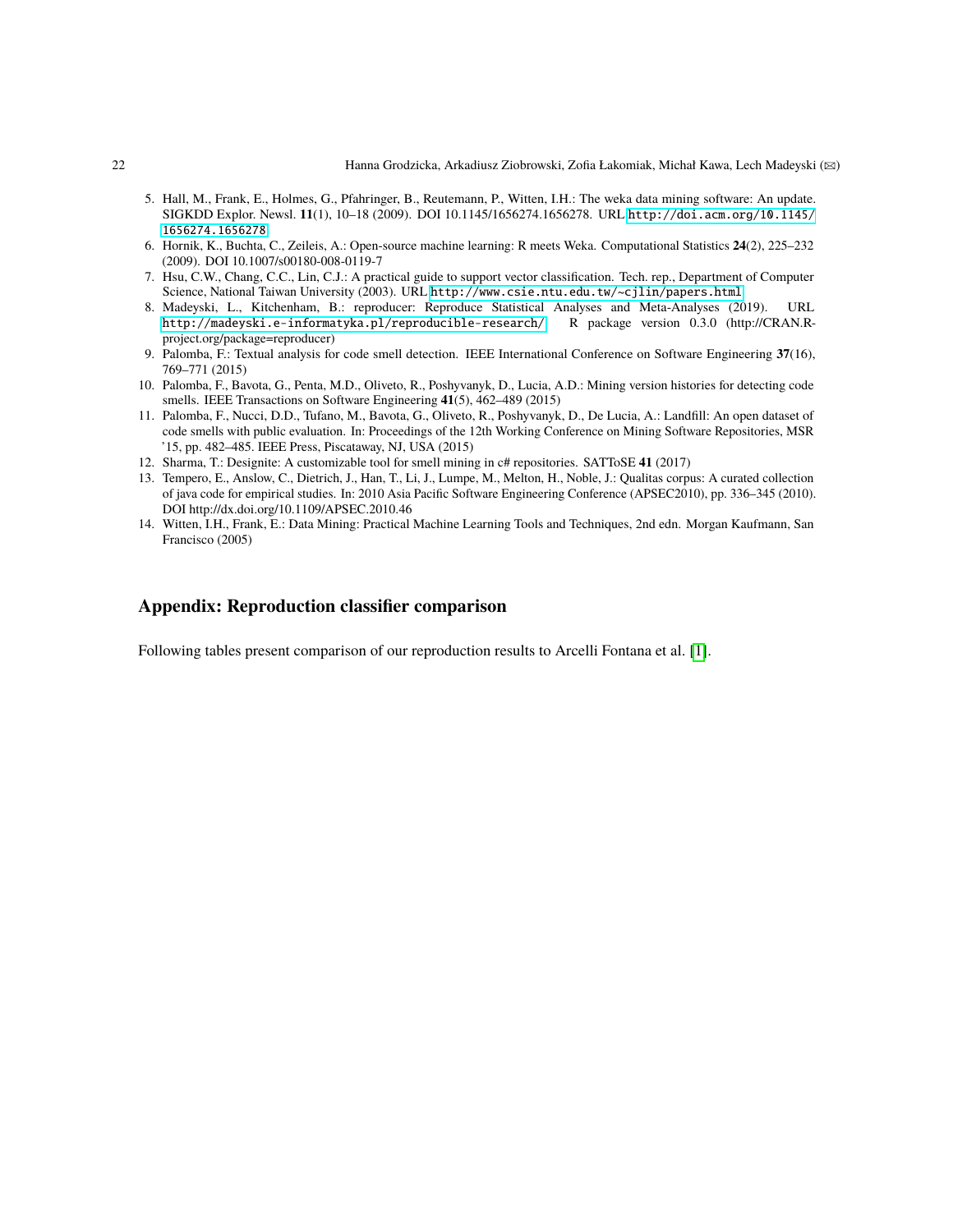5. Hall, M., Frank, E., Holmes, G., Pfahringer, B., Reutemann, P., Witten, I.H.: The weka data mining software: An update. SIGKDD Explor. Newsl. **11**(1), 10–18 (2009). DOI 10.1145/1656274.1656278. URL http://doi.acm.org/10.1145/1656274.1656278
6. Hornik, K., Buchta, C., Zeileis, A.: Open-source machine learning: R meets Weka. Computational Statistics **24**(2), 225–232 (2009). DOI 10.1007/s00180-008-0119-7
7. Hsu, C.W., Chang, C.C., Lin, C.J.: A practical guide to support vector classification. Tech. rep., Department of Computer Science, National Taiwan University (2003). URL http://www.csie.ntu.edu.tw/~cjlin/papers.html
8. Madeyski, L., Kitchenham, B.: reproducer: Reproduce Statistical Analyses and Meta-Analyses (2019). URL http://madeyski.e-informatyka.pl/reproducible-research/. R package version 0.3.0 (http://CRAN.R-project.org/package=reproducer)
9. Palomba, F.: Textual analysis for code smell detection. IEEE International Conference on Software Engineering **37**(16), 769–771 (2015)
10. Palomba, F., Bavota, G., Penta, M.D., Oliveto, R., Poshyvanyk, D., Lucia, A.D.: Mining version histories for detecting code smells. IEEE Transactions on Software Engineering **41**(5), 462–489 (2015)
11. Palomba, F., Nucci, D.D., Tufano, M., Bavota, G., Oliveto, R., Poshyvanyk, D., De Lucia, A.: Landfill: An open dataset of code smells with public evaluation. In: Proceedings of the 12th Working Conference on Mining Software Repositories, MSR '15, pp. 482–485. IEEE Press, Piscataway, NJ, USA (2015)
12. Sharma, T.: Designite: A customizable tool for smell mining in c# repositories. SATToSE **41** (2017)
13. Tempero, E., Anslow, C., Dietrich, J., Han, T., Li, J., Lumpe, M., Melton, H., Noble, J.: Qualitas corpus: A curated collection of java code for empirical studies. In: 2010 Asia Pacific Software Engineering Conference (APSEC2010), pp. 336–345 (2010). DOI http://dx.doi.org/10.1109/APSEC.2010.46
14. Witten, I.H., Frank, E.: Data Mining: Practical Machine Learning Tools and Techniques, 2nd edn. Morgan Kaufmann, San Francisco (2005)

## Appendix: Reproduction classifier comparison

Following tables present comparison of our reproduction results to Arcelli Fontana et al. [1].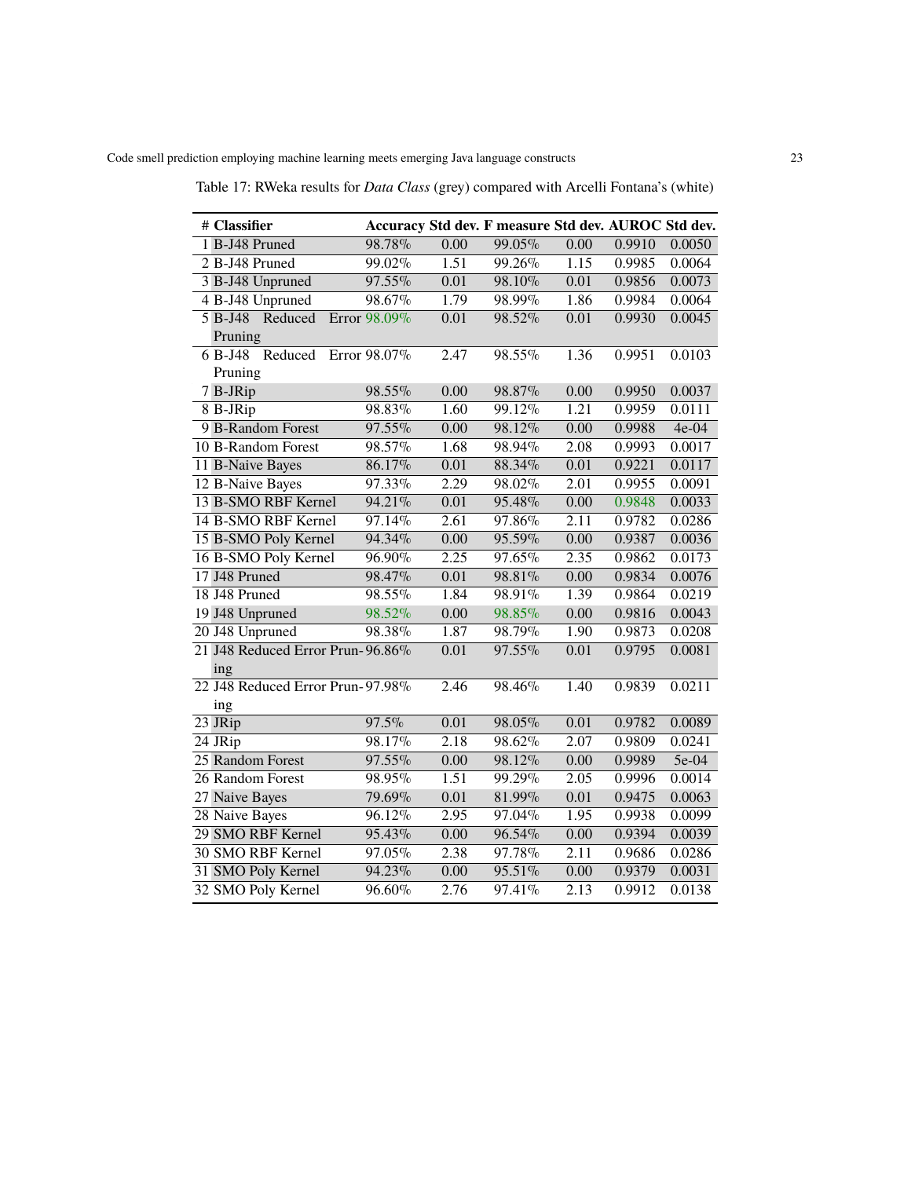Table 17: RWeka results for *Data Class* (grey) compared with Arcelli Fontana's (white)

| # | Classifier | Accuracy | Std dev. | F measure | Std dev. | AUROC | Std dev. |
|---|---|---|---|---|---|---|---|
| 1 | B-J48 Pruned | 98.78% | 0.00 | 99.05% | 0.00 | 0.9910 | 0.0050 |
| 2 | B-J48 Pruned | 99.02% | 1.51 | 99.26% | 1.15 | 0.9985 | 0.0064 |
| 3 | B-J48 Unpruned | 97.55% | 0.01 | 98.10% | 0.01 | 0.9856 | 0.0073 |
| 4 | B-J48 Unpruned | 98.67% | 1.79 | 98.99% | 1.86 | 0.9984 | 0.0064 |
| 5 | B-J48 Reduced Error Pruning | 98.09% | 0.01 | 98.52% | 0.01 | 0.9930 | 0.0045 |
| 6 | B-J48 Reduced Error Pruning | 98.07% | 2.47 | 98.55% | 1.36 | 0.9951 | 0.0103 |
| 7 | B-JRip | 98.55% | 0.00 | 98.87% | 0.00 | 0.9950 | 0.0037 |
| 8 | B-JRip | 98.83% | 1.60 | 99.12% | 1.21 | 0.9959 | 0.0111 |
| 9 | B-Random Forest | 97.55% | 0.00 | 98.12% | 0.00 | 0.9988 | 4e-04 |
| 10 | B-Random Forest | 98.57% | 1.68 | 98.94% | 2.08 | 0.9993 | 0.0017 |
| 11 | B-Naive Bayes | 86.17% | 0.01 | 88.34% | 0.01 | 0.9221 | 0.0117 |
| 12 | B-Naive Bayes | 97.33% | 2.29 | 98.02% | 2.01 | 0.9955 | 0.0091 |
| 13 | B-SMO RBF Kernel | 94.21% | 0.01 | 95.48% | 0.00 | 0.9848 | 0.0033 |
| 14 | B-SMO RBF Kernel | 97.14% | 2.61 | 97.86% | 2.11 | 0.9782 | 0.0286 |
| 15 | B-SMO Poly Kernel | 94.34% | 0.00 | 95.59% | 0.00 | 0.9387 | 0.0036 |
| 16 | B-SMO Poly Kernel | 96.90% | 2.25 | 97.65% | 2.35 | 0.9862 | 0.0173 |
| 17 | J48 Pruned | 98.47% | 0.01 | 98.81% | 0.00 | 0.9834 | 0.0076 |
| 18 | J48 Pruned | 98.55% | 1.84 | 98.91% | 1.39 | 0.9864 | 0.0219 |
| 19 | J48 Unpruned | 98.52% | 0.00 | 98.85% | 0.00 | 0.9816 | 0.0043 |
| 20 | J48 Unpruned | 98.38% | 1.87 | 98.79% | 1.90 | 0.9873 | 0.0208 |
| 21 | J48 Reduced Error Pruning | 96.86% | 0.01 | 97.55% | 0.01 | 0.9795 | 0.0081 |
| 22 | J48 Reduced Error Pruning | 97.98% | 2.46 | 98.46% | 1.40 | 0.9839 | 0.0211 |
| 23 | JRip | 97.5% | 0.01 | 98.05% | 0.01 | 0.9782 | 0.0089 |
| 24 | JRip | 98.17% | 2.18 | 98.62% | 2.07 | 0.9809 | 0.0241 |
| 25 | Random Forest | 97.55% | 0.00 | 98.12% | 0.00 | 0.9989 | 5e-04 |
| 26 | Random Forest | 98.95% | 1.51 | 99.29% | 2.05 | 0.9996 | 0.0014 |
| 27 | Naive Bayes | 79.69% | 0.01 | 81.99% | 0.01 | 0.9475 | 0.0063 |
| 28 | Naive Bayes | 96.12% | 2.95 | 97.04% | 1.95 | 0.9938 | 0.0099 |
| 29 | SMO RBF Kernel | 95.43% | 0.00 | 96.54% | 0.00 | 0.9394 | 0.0039 |
| 30 | SMO RBF Kernel | 97.05% | 2.38 | 97.78% | 2.11 | 0.9686 | 0.0286 |
| 31 | SMO Poly Kernel | 94.23% | 0.00 | 95.51% | 0.00 | 0.9379 | 0.0031 |
| 32 | SMO Poly Kernel | 96.60% | 2.76 | 97.41% | 2.13 | 0.9912 | 0.0138 |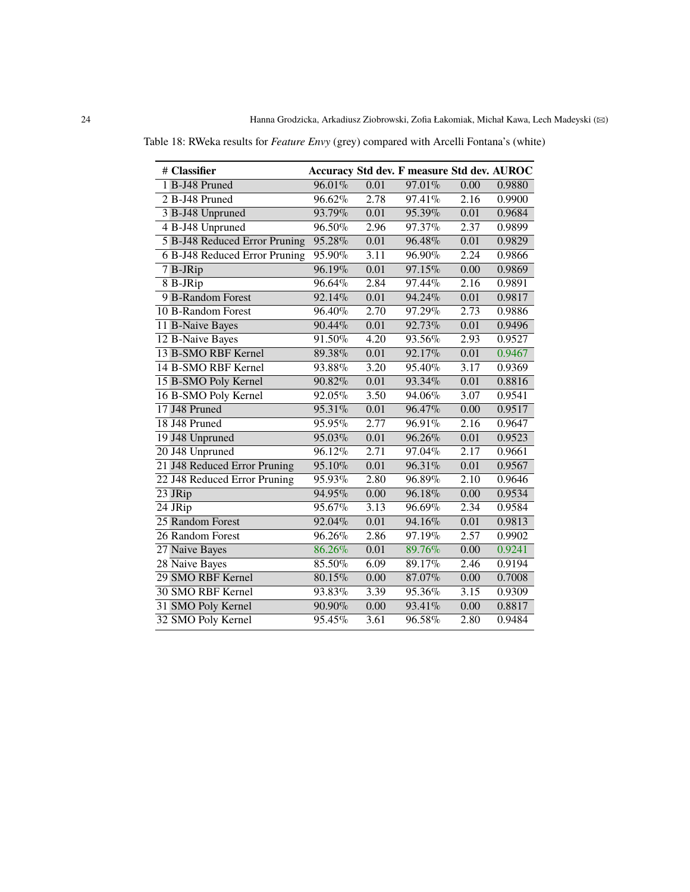Table 18: RWeka results for *Feature Envy* (grey) compared with Arcelli Fontana's (white)

| # | Classifier | Accuracy | Std dev. | F measure | Std dev. | AUROC |
|---|---|---|---|---|---|---|
| 1 | B-J48 Pruned | 96.01% | 0.01 | 97.01% | 0.00 | 0.9880 |
| 2 | B-J48 Pruned | 96.62% | 2.78 | 97.41% | 2.16 | 0.9900 |
| 3 | B-J48 Unpruned | 93.79% | 0.01 | 95.39% | 0.01 | 0.9684 |
| 4 | B-J48 Unpruned | 96.50% | 2.96 | 97.37% | 2.37 | 0.9899 |
| 5 | B-J48 Reduced Error Pruning | 95.28% | 0.01 | 96.48% | 0.01 | 0.9829 |
| 6 | B-J48 Reduced Error Pruning | 95.90% | 3.11 | 96.90% | 2.24 | 0.9866 |
| 7 | B-JRip | 96.19% | 0.01 | 97.15% | 0.00 | 0.9869 |
| 8 | B-JRip | 96.64% | 2.84 | 97.44% | 2.16 | 0.9891 |
| 9 | B-Random Forest | 92.14% | 0.01 | 94.24% | 0.01 | 0.9817 |
| 10 | B-Random Forest | 96.40% | 2.70 | 97.29% | 2.73 | 0.9886 |
| 11 | B-Naive Bayes | 90.44% | 0.01 | 92.73% | 0.01 | 0.9496 |
| 12 | B-Naive Bayes | 91.50% | 4.20 | 93.56% | 2.93 | 0.9527 |
| 13 | B-SMO RBF Kernel | 89.38% | 0.01 | 92.17% | 0.01 | 0.9467 |
| 14 | B-SMO RBF Kernel | 93.88% | 3.20 | 95.40% | 3.17 | 0.9369 |
| 15 | B-SMO Poly Kernel | 90.82% | 0.01 | 93.34% | 0.01 | 0.8816 |
| 16 | B-SMO Poly Kernel | 92.05% | 3.50 | 94.06% | 3.07 | 0.9541 |
| 17 | J48 Pruned | 95.31% | 0.01 | 96.47% | 0.00 | 0.9517 |
| 18 | J48 Pruned | 95.95% | 2.77 | 96.91% | 2.16 | 0.9647 |
| 19 | J48 Unpruned | 95.03% | 0.01 | 96.26% | 0.01 | 0.9523 |
| 20 | J48 Unpruned | 96.12% | 2.71 | 97.04% | 2.17 | 0.9661 |
| 21 | J48 Reduced Error Pruning | 95.10% | 0.01 | 96.31% | 0.01 | 0.9567 |
| 22 | J48 Reduced Error Pruning | 95.93% | 2.80 | 96.89% | 2.10 | 0.9646 |
| 23 | JRip | 94.95% | 0.00 | 96.18% | 0.00 | 0.9534 |
| 24 | JRip | 95.67% | 3.13 | 96.69% | 2.34 | 0.9584 |
| 25 | Random Forest | 92.04% | 0.01 | 94.16% | 0.01 | 0.9813 |
| 26 | Random Forest | 96.26% | 2.86 | 97.19% | 2.57 | 0.9902 |
| 27 | Naive Bayes | 86.26% | 0.01 | 89.76% | 0.00 | 0.9241 |
| 28 | Naive Bayes | 85.50% | 6.09 | 89.17% | 2.46 | 0.9194 |
| 29 | SMO RBF Kernel | 80.15% | 0.00 | 87.07% | 0.00 | 0.7008 |
| 30 | SMO RBF Kernel | 93.83% | 3.39 | 95.36% | 3.15 | 0.9309 |
| 31 | SMO Poly Kernel | 90.90% | 0.00 | 93.41% | 0.00 | 0.8817 |
| 32 | SMO Poly Kernel | 95.45% | 3.61 | 96.58% | 2.80 | 0.9484 |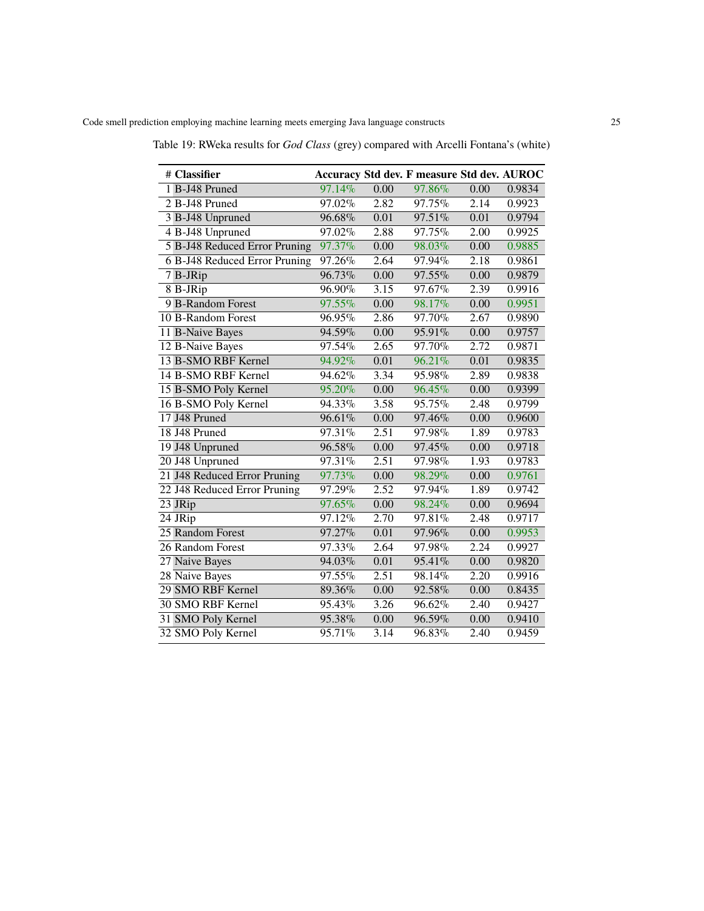Table 19: RWeka results for *God Class* (grey) compared with Arcelli Fontana's (white)

| # | Classifier | Accuracy | Std dev. | F measure | Std dev. | AUROC |
|---|---|---|---|---|---|---|
| 1 | B-J48 Pruned | 97.14% | 0.00 | 97.86% | 0.00 | 0.9834 |
| 2 | B-J48 Pruned | 97.02% | 2.82 | 97.75% | 2.14 | 0.9923 |
| 3 | B-J48 Unpruned | 96.68% | 0.01 | 97.51% | 0.01 | 0.9794 |
| 4 | B-J48 Unpruned | 97.02% | 2.88 | 97.75% | 2.00 | 0.9925 |
| 5 | B-J48 Reduced Error Pruning | 97.37% | 0.00 | 98.03% | 0.00 | 0.9885 |
| 6 | B-J48 Reduced Error Pruning | 97.26% | 2.64 | 97.94% | 2.18 | 0.9861 |
| 7 | B-JRip | 96.73% | 0.00 | 97.55% | 0.00 | 0.9879 |
| 8 | B-JRip | 96.90% | 3.15 | 97.67% | 2.39 | 0.9916 |
| 9 | B-Random Forest | 97.55% | 0.00 | 98.17% | 0.00 | 0.9951 |
| 10 | B-Random Forest | 96.95% | 2.86 | 97.70% | 2.67 | 0.9890 |
| 11 | B-Naive Bayes | 94.59% | 0.00 | 95.91% | 0.00 | 0.9757 |
| 12 | B-Naive Bayes | 97.54% | 2.65 | 97.70% | 2.72 | 0.9871 |
| 13 | B-SMO RBF Kernel | 94.92% | 0.01 | 96.21% | 0.01 | 0.9835 |
| 14 | B-SMO RBF Kernel | 94.62% | 3.34 | 95.98% | 2.89 | 0.9838 |
| 15 | B-SMO Poly Kernel | 95.20% | 0.00 | 96.45% | 0.00 | 0.9399 |
| 16 | B-SMO Poly Kernel | 94.33% | 3.58 | 95.75% | 2.48 | 0.9799 |
| 17 | J48 Pruned | 96.61% | 0.00 | 97.46% | 0.00 | 0.9600 |
| 18 | J48 Pruned | 97.31% | 2.51 | 97.98% | 1.89 | 0.9783 |
| 19 | J48 Unpruned | 96.58% | 0.00 | 97.45% | 0.00 | 0.9718 |
| 20 | J48 Unpruned | 97.31% | 2.51 | 97.98% | 1.93 | 0.9783 |
| 21 | J48 Reduced Error Pruning | 97.73% | 0.00 | 98.29% | 0.00 | 0.9761 |
| 22 | J48 Reduced Error Pruning | 97.29% | 2.52 | 97.94% | 1.89 | 0.9742 |
| 23 | JRip | 97.65% | 0.00 | 98.24% | 0.00 | 0.9694 |
| 24 | JRip | 97.12% | 2.70 | 97.81% | 2.48 | 0.9717 |
| 25 | Random Forest | 97.27% | 0.01 | 97.96% | 0.00 | 0.9953 |
| 26 | Random Forest | 97.33% | 2.64 | 97.98% | 2.24 | 0.9927 |
| 27 | Naive Bayes | 94.03% | 0.01 | 95.41% | 0.00 | 0.9820 |
| 28 | Naive Bayes | 97.55% | 2.51 | 98.14% | 2.20 | 0.9916 |
| 29 | SMO RBF Kernel | 89.36% | 0.00 | 92.58% | 0.00 | 0.8435 |
| 30 | SMO RBF Kernel | 95.43% | 3.26 | 96.62% | 2.40 | 0.9427 |
| 31 | SMO Poly Kernel | 95.38% | 0.00 | 96.59% | 0.00 | 0.9410 |
| 32 | SMO Poly Kernel | 95.71% | 3.14 | 96.83% | 2.40 | 0.9459 |